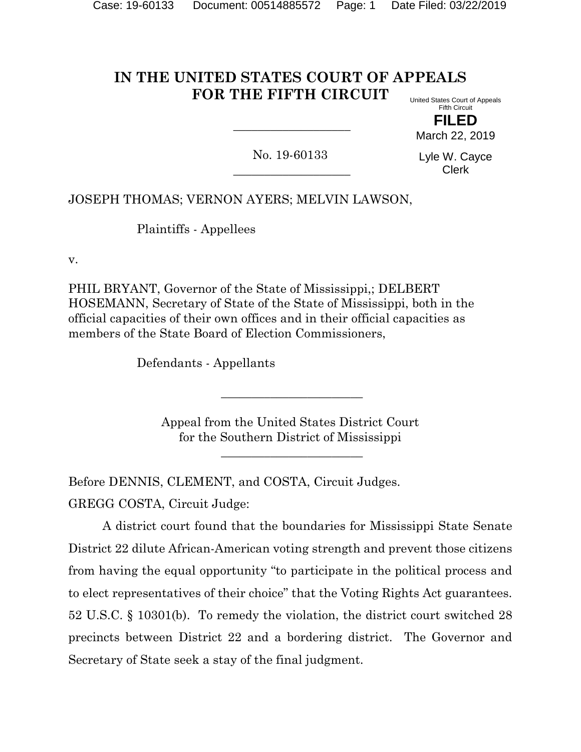# IN THE UNITED STATES COURT OF APPEALS FOR THE FIFTH CIRCUIT

United States Court of Appeals
Fifth Circuit

**FILED**

March 22, 2019

Lyle W. Cayce
Clerk

---

No. 19-60133

---

JOSEPH THOMAS; VERNON AYERS; MELVIN LAWSON,

Plaintiffs - Appellees

v.

PHIL BRYANT, Governor of the State of Mississippi,; DELBERT HOSEMANN, Secretary of State of the State of Mississippi, both in the official capacities of their own offices and in their official capacities as members of the State Board of Election Commissioners,

Defendants - Appellants

---

Appeal from the United States District Court
for the Southern District of Mississippi

---

Before DENNIS, CLEMENT, and COSTA, Circuit Judges.

GREGG COSTA, Circuit Judge:

A district court found that the boundaries for Mississippi State Senate District 22 dilute African-American voting strength and prevent those citizens from having the equal opportunity "to participate in the political process and to elect representatives of their choice" that the Voting Rights Act guarantees. 52 U.S.C. § 10301(b). To remedy the violation, the district court switched 28 precincts between District 22 and a bordering district. The Governor and Secretary of State seek a stay of the final judgment.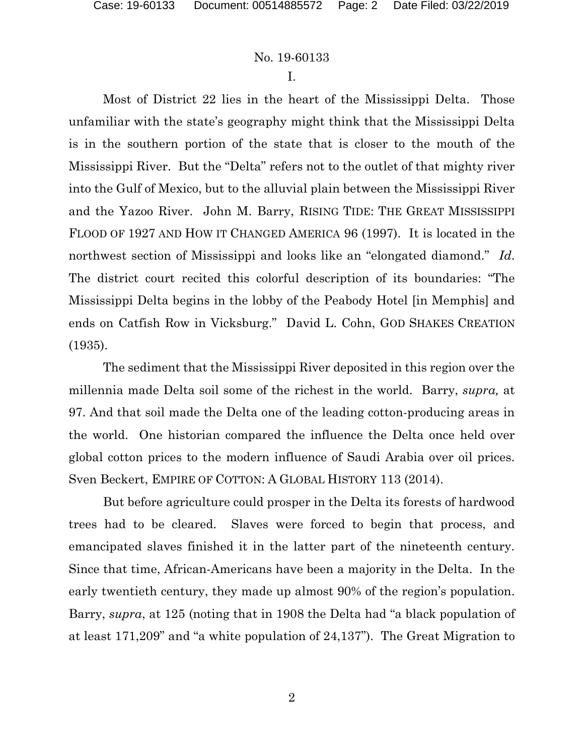I.

Most of District 22 lies in the heart of the Mississippi Delta. Those unfamiliar with the state's geography might think that the Mississippi Delta is in the southern portion of the state that is closer to the mouth of the Mississippi River. But the "Delta" refers not to the outlet of that mighty river into the Gulf of Mexico, but to the alluvial plain between the Mississippi River and the Yazoo River. John M. Barry, RISING TIDE: THE GREAT MISSISSIPPI FLOOD OF 1927 AND HOW IT CHANGED AMERICA 96 (1997). It is located in the northwest section of Mississippi and looks like an "elongated diamond." *Id.* The district court recited this colorful description of its boundaries: "The Mississippi Delta begins in the lobby of the Peabody Hotel [in Memphis] and ends on Catfish Row in Vicksburg." David L. Cohn, GOD SHAKES CREATION (1935).

The sediment that the Mississippi River deposited in this region over the millennia made Delta soil some of the richest in the world. Barry, *supra,* at 97. And that soil made the Delta one of the leading cotton-producing areas in the world. One historian compared the influence the Delta once held over global cotton prices to the modern influence of Saudi Arabia over oil prices. Sven Beckert, EMPIRE OF COTTON: A GLOBAL HISTORY 113 (2014).

But before agriculture could prosper in the Delta its forests of hardwood trees had to be cleared. Slaves were forced to begin that process, and emancipated slaves finished it in the latter part of the nineteenth century. Since that time, African-Americans have been a majority in the Delta. In the early twentieth century, they made up almost 90% of the region's population. Barry, *supra*, at 125 (noting that in 1908 the Delta had "a black population of at least 171,209" and "a white population of 24,137"). The Great Migration to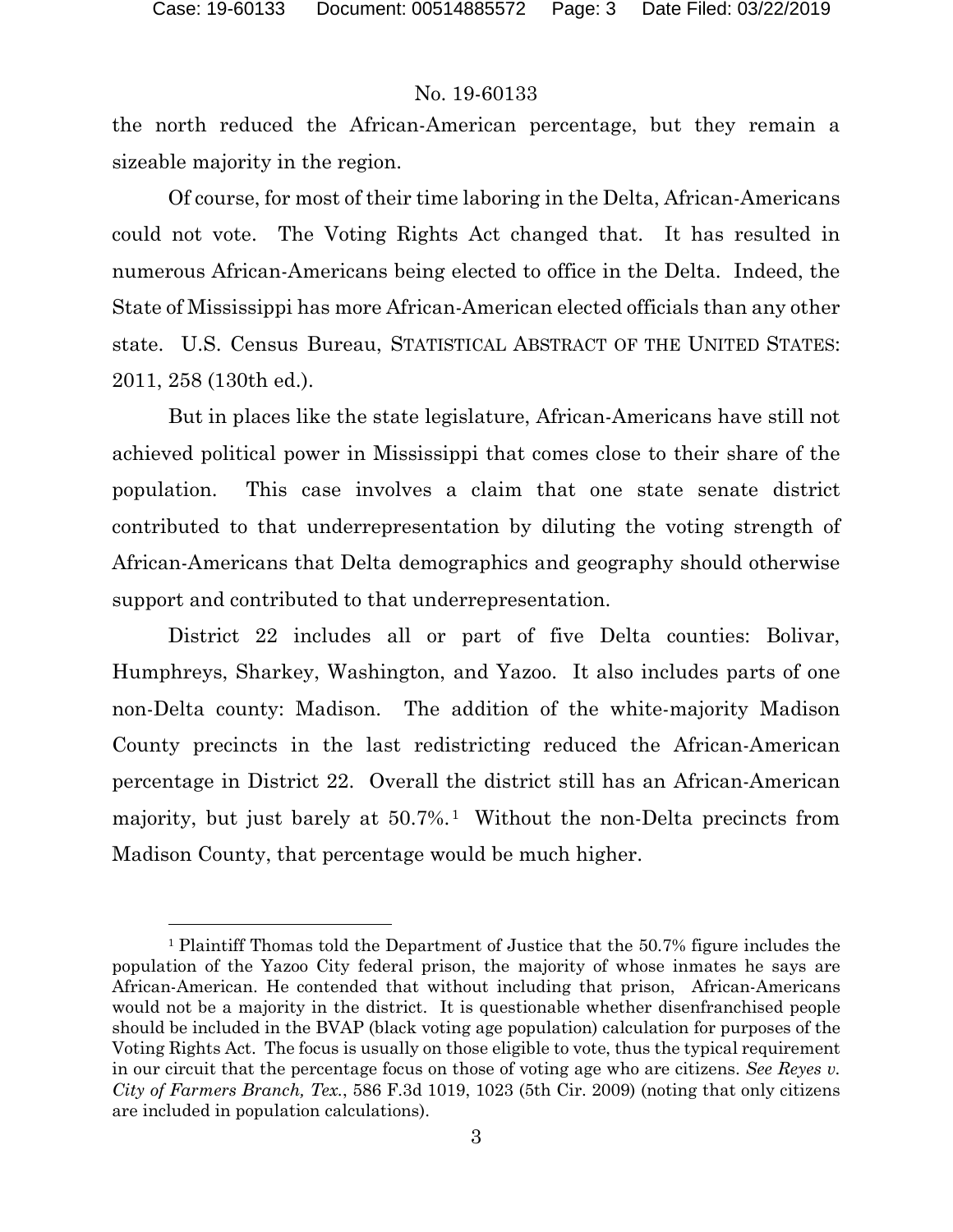the north reduced the African-American percentage, but they remain a sizeable majority in the region.

Of course, for most of their time laboring in the Delta, African-Americans could not vote. The Voting Rights Act changed that. It has resulted in numerous African-Americans being elected to office in the Delta. Indeed, the State of Mississippi has more African-American elected officials than any other state. U.S. Census Bureau, STATISTICAL ABSTRACT OF THE UNITED STATES: 2011, 258 (130th ed.).

But in places like the state legislature, African-Americans have still not achieved political power in Mississippi that comes close to their share of the population. This case involves a claim that one state senate district contributed to that underrepresentation by diluting the voting strength of African-Americans that Delta demographics and geography should otherwise support and contributed to that underrepresentation.

District 22 includes all or part of five Delta counties: Bolivar, Humphreys, Sharkey, Washington, and Yazoo. It also includes parts of one non-Delta county: Madison. The addition of the white-majority Madison County precincts in the last redistricting reduced the African-American percentage in District 22. Overall the district still has an African-American majority, but just barely at 50.7%.[1] Without the non-Delta precincts from Madison County, that percentage would be much higher.

[1] Plaintiff Thomas told the Department of Justice that the 50.7% figure includes the population of the Yazoo City federal prison, the majority of whose inmates he says are African-American. He contended that without including that prison, African-Americans would not be a majority in the district. It is questionable whether disenfranchised people should be included in the BVAP (black voting age population) calculation for purposes of the Voting Rights Act. The focus is usually on those eligible to vote, thus the typical requirement in our circuit that the percentage focus on those of voting age who are citizens. *See Reyes v. City of Farmers Branch, Tex.*, 586 F.3d 1019, 1023 (5th Cir. 2009) (noting that only citizens are included in population calculations).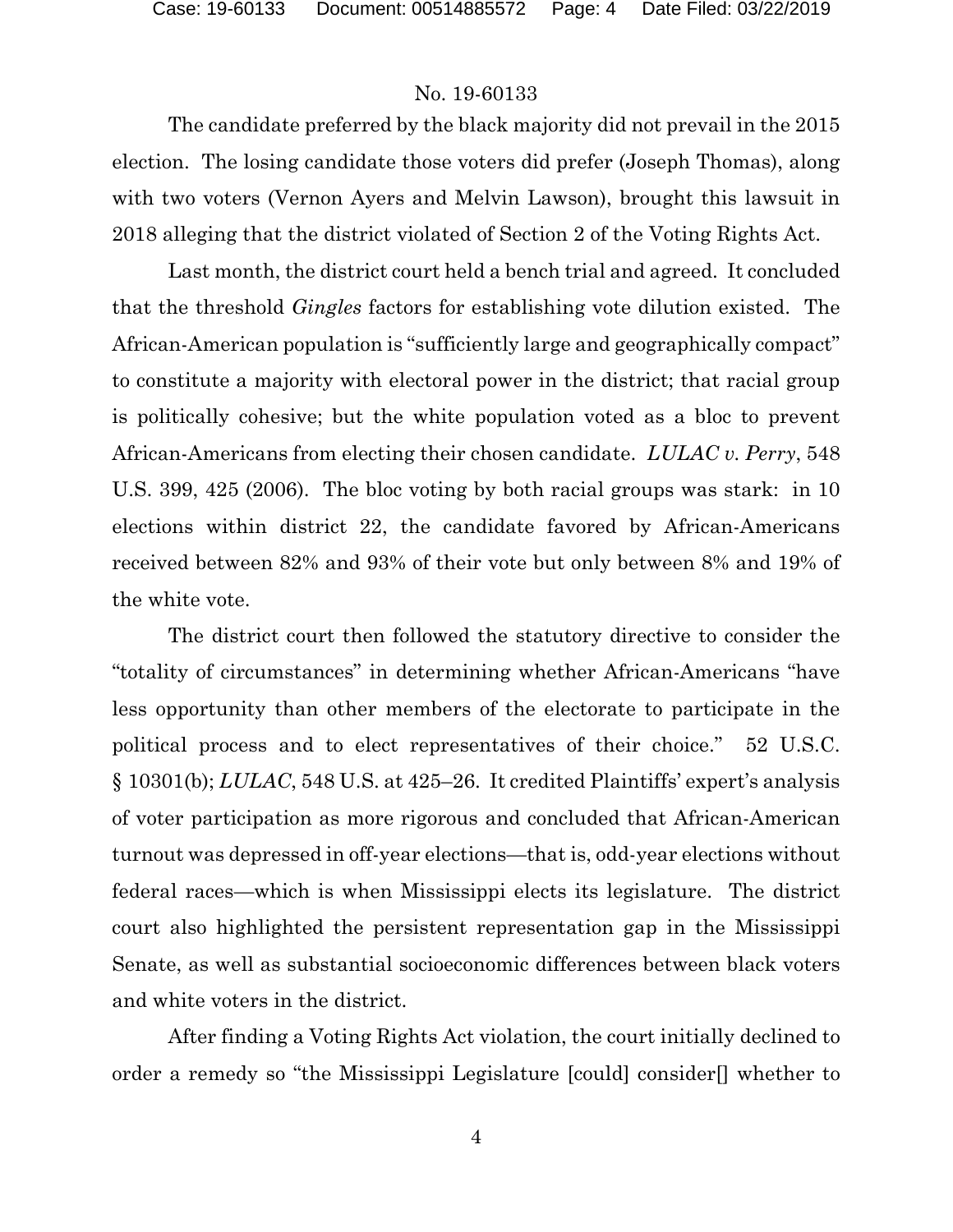The candidate preferred by the black majority did not prevail in the 2015 election. The losing candidate those voters did prefer (Joseph Thomas), along with two voters (Vernon Ayers and Melvin Lawson), brought this lawsuit in 2018 alleging that the district violated of Section 2 of the Voting Rights Act.

Last month, the district court held a bench trial and agreed. It concluded that the threshold *Gingles* factors for establishing vote dilution existed. The African-American population is "sufficiently large and geographically compact" to constitute a majority with electoral power in the district; that racial group is politically cohesive; but the white population voted as a bloc to prevent African-Americans from electing their chosen candidate. *LULAC v. Perry*, 548 U.S. 399, 425 (2006). The bloc voting by both racial groups was stark: in 10 elections within district 22, the candidate favored by African-Americans received between 82% and 93% of their vote but only between 8% and 19% of the white vote.

The district court then followed the statutory directive to consider the "totality of circumstances" in determining whether African-Americans "have less opportunity than other members of the electorate to participate in the political process and to elect representatives of their choice." 52 U.S.C. § 10301(b); *LULAC*, 548 U.S. at 425–26. It credited Plaintiffs' expert's analysis of voter participation as more rigorous and concluded that African-American turnout was depressed in off-year elections—that is, odd-year elections without federal races—which is when Mississippi elects its legislature. The district court also highlighted the persistent representation gap in the Mississippi Senate, as well as substantial socioeconomic differences between black voters and white voters in the district.

After finding a Voting Rights Act violation, the court initially declined to order a remedy so "the Mississippi Legislature [could] consider[] whether to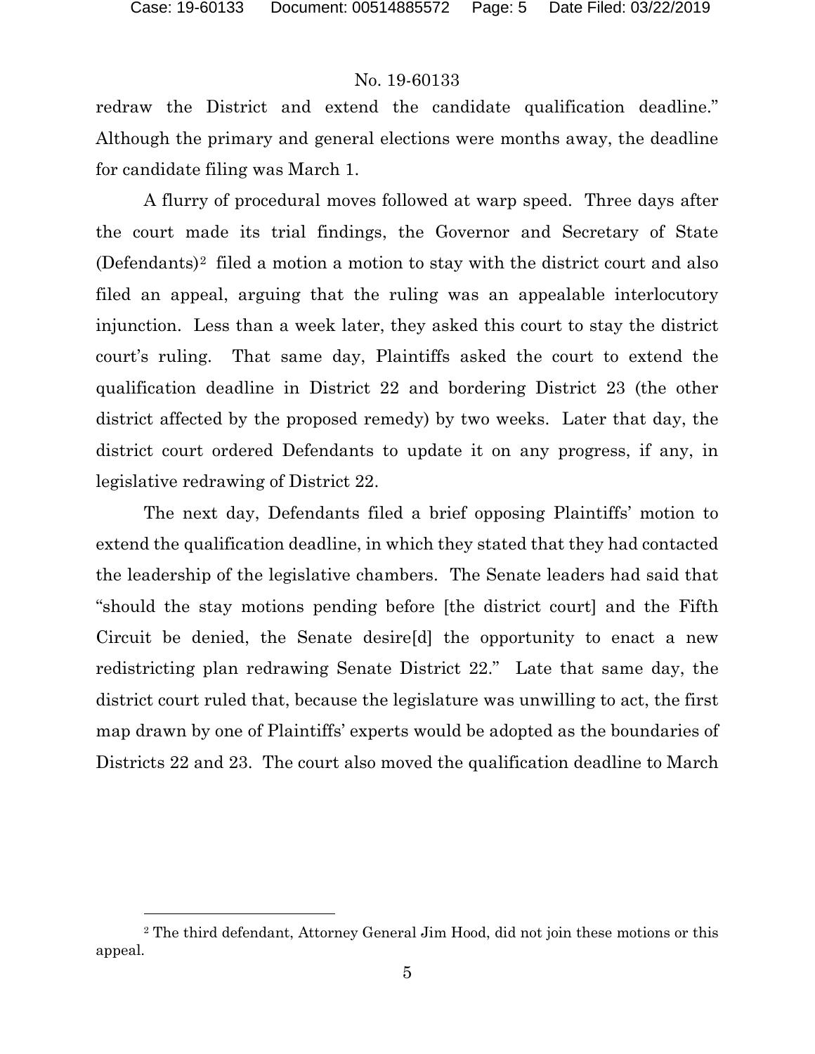redraw the District and extend the candidate qualification deadline." Although the primary and general elections were months away, the deadline for candidate filing was March 1.

A flurry of procedural moves followed at warp speed. Three days after the court made its trial findings, the Governor and Secretary of State (Defendants)[2] filed a motion a motion to stay with the district court and also filed an appeal, arguing that the ruling was an appealable interlocutory injunction. Less than a week later, they asked this court to stay the district court's ruling. That same day, Plaintiffs asked the court to extend the qualification deadline in District 22 and bordering District 23 (the other district affected by the proposed remedy) by two weeks. Later that day, the district court ordered Defendants to update it on any progress, if any, in legislative redrawing of District 22.

The next day, Defendants filed a brief opposing Plaintiffs' motion to extend the qualification deadline, in which they stated that they had contacted the leadership of the legislative chambers. The Senate leaders had said that "should the stay motions pending before [the district court] and the Fifth Circuit be denied, the Senate desire[d] the opportunity to enact a new redistricting plan redrawing Senate District 22." Late that same day, the district court ruled that, because the legislature was unwilling to act, the first map drawn by one of Plaintiffs' experts would be adopted as the boundaries of Districts 22 and 23. The court also moved the qualification deadline to March

[2] The third defendant, Attorney General Jim Hood, did not join these motions or this appeal.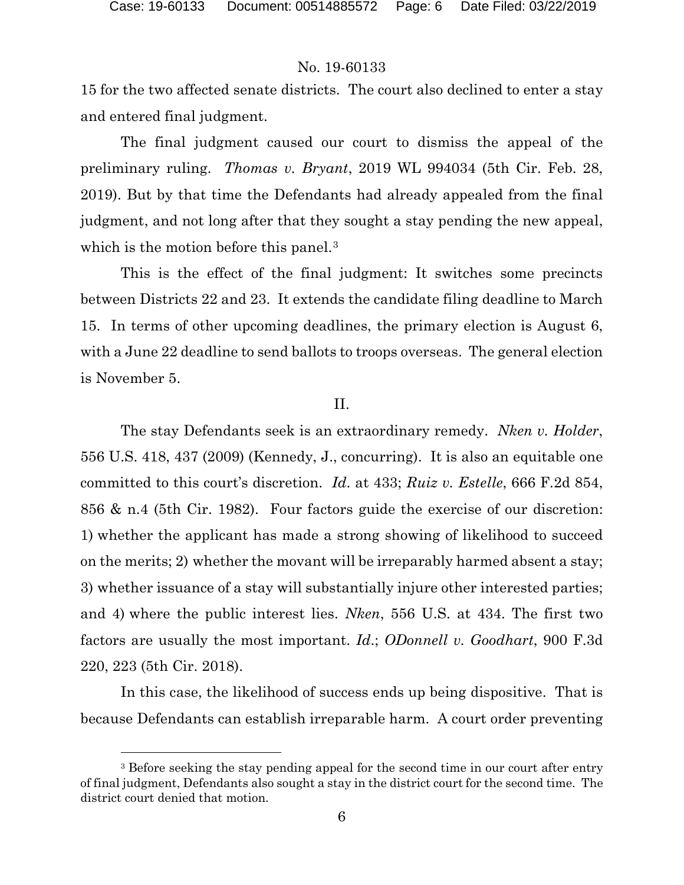15 for the two affected senate districts. The court also declined to enter a stay and entered final judgment.

The final judgment caused our court to dismiss the appeal of the preliminary ruling. *Thomas v. Bryant*, 2019 WL 994034 (5th Cir. Feb. 28, 2019). But by that time the Defendants had already appealed from the final judgment, and not long after that they sought a stay pending the new appeal, which is the motion before this panel.[3]

This is the effect of the final judgment: It switches some precincts between Districts 22 and 23. It extends the candidate filing deadline to March 15. In terms of other upcoming deadlines, the primary election is August 6, with a June 22 deadline to send ballots to troops overseas. The general election is November 5.

## II.

The stay Defendants seek is an extraordinary remedy. *Nken v. Holder*, 556 U.S. 418, 437 (2009) (Kennedy, J., concurring). It is also an equitable one committed to this court's discretion. *Id*. at 433; *Ruiz v. Estelle*, 666 F.2d 854, 856 & n.4 (5th Cir. 1982). Four factors guide the exercise of our discretion: 1) whether the applicant has made a strong showing of likelihood to succeed on the merits; 2) whether the movant will be irreparably harmed absent a stay; 3) whether issuance of a stay will substantially injure other interested parties; and 4) where the public interest lies. *Nken*, 556 U.S. at 434. The first two factors are usually the most important. *Id*.; *ODonnell v. Goodhart*, 900 F.3d 220, 223 (5th Cir. 2018).

In this case, the likelihood of success ends up being dispositive. That is because Defendants can establish irreparable harm. A court order preventing

---

[3] Before seeking the stay pending appeal for the second time in our court after entry of final judgment, Defendants also sought a stay in the district court for the second time. The district court denied that motion.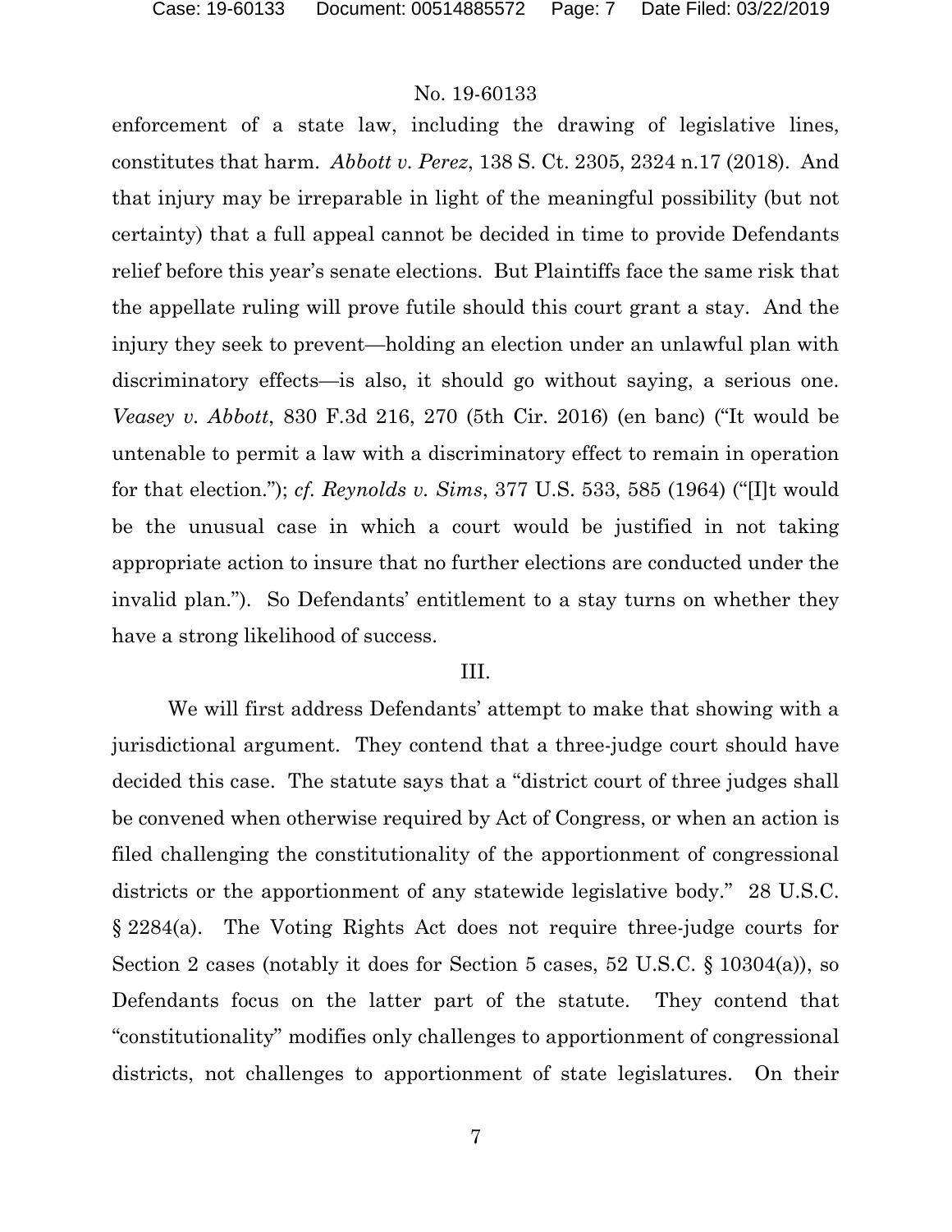enforcement of a state law, including the drawing of legislative lines, constitutes that harm. *Abbott v. Perez*, 138 S. Ct. 2305, 2324 n.17 (2018). And that injury may be irreparable in light of the meaningful possibility (but not certainty) that a full appeal cannot be decided in time to provide Defendants relief before this year's senate elections. But Plaintiffs face the same risk that the appellate ruling will prove futile should this court grant a stay. And the injury they seek to prevent—holding an election under an unlawful plan with discriminatory effects—is also, it should go without saying, a serious one. *Veasey v. Abbott*, 830 F.3d 216, 270 (5th Cir. 2016) (en banc) ("It would be untenable to permit a law with a discriminatory effect to remain in operation for that election."); *cf. Reynolds v. Sims*, 377 U.S. 533, 585 (1964) ("[I]t would be the unusual case in which a court would be justified in not taking appropriate action to insure that no further elections are conducted under the invalid plan."). So Defendants' entitlement to a stay turns on whether they have a strong likelihood of success.

## III.

We will first address Defendants' attempt to make that showing with a jurisdictional argument. They contend that a three-judge court should have decided this case. The statute says that a "district court of three judges shall be convened when otherwise required by Act of Congress, or when an action is filed challenging the constitutionality of the apportionment of congressional districts or the apportionment of any statewide legislative body." 28 U.S.C. § 2284(a). The Voting Rights Act does not require three-judge courts for Section 2 cases (notably it does for Section 5 cases, 52 U.S.C. § 10304(a)), so Defendants focus on the latter part of the statute. They contend that "constitutionality" modifies only challenges to apportionment of congressional districts, not challenges to apportionment of state legislatures. On their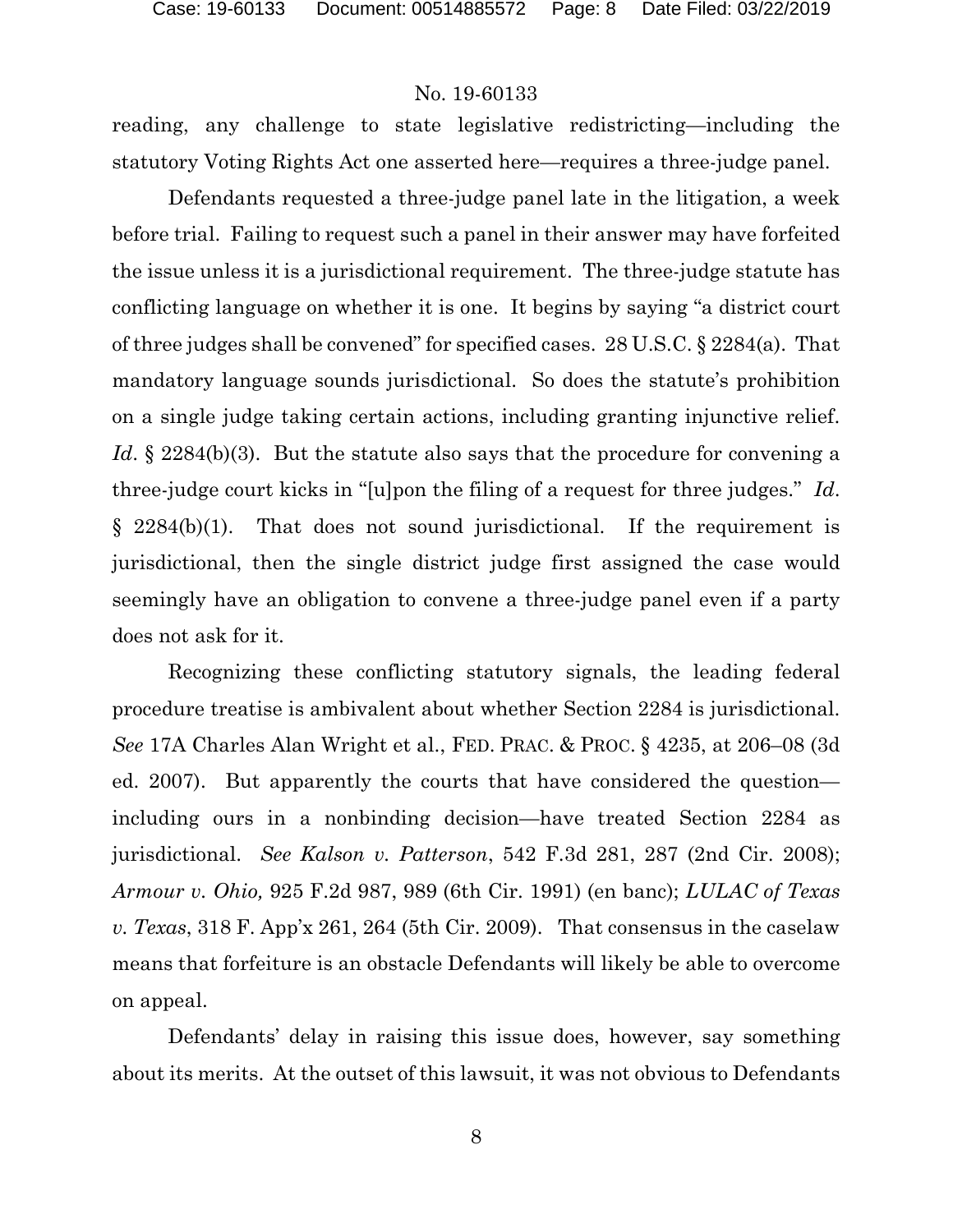reading, any challenge to state legislative redistricting—including the statutory Voting Rights Act one asserted here—requires a three-judge panel.

Defendants requested a three-judge panel late in the litigation, a week before trial. Failing to request such a panel in their answer may have forfeited the issue unless it is a jurisdictional requirement. The three-judge statute has conflicting language on whether it is one. It begins by saying "a district court of three judges shall be convened" for specified cases. 28 U.S.C. § 2284(a). That mandatory language sounds jurisdictional. So does the statute's prohibition on a single judge taking certain actions, including granting injunctive relief. *Id*. § 2284(b)(3). But the statute also says that the procedure for convening a three-judge court kicks in "[u]pon the filing of a request for three judges." *Id*. § 2284(b)(1). That does not sound jurisdictional. If the requirement is jurisdictional, then the single district judge first assigned the case would seemingly have an obligation to convene a three-judge panel even if a party does not ask for it.

Recognizing these conflicting statutory signals, the leading federal procedure treatise is ambivalent about whether Section 2284 is jurisdictional. *See* 17A Charles Alan Wright et al., FED. PRAC. & PROC. § 4235, at 206–08 (3d ed. 2007). But apparently the courts that have considered the question—including ours in a nonbinding decision—have treated Section 2284 as jurisdictional. *See Kalson v. Patterson*, 542 F.3d 281, 287 (2nd Cir. 2008); *Armour v. Ohio,* 925 F.2d 987, 989 (6th Cir. 1991) (en banc); *LULAC of Texas v. Texas*, 318 F. App'x 261, 264 (5th Cir. 2009). That consensus in the caselaw means that forfeiture is an obstacle Defendants will likely be able to overcome on appeal.

Defendants' delay in raising this issue does, however, say something about its merits. At the outset of this lawsuit, it was not obvious to Defendants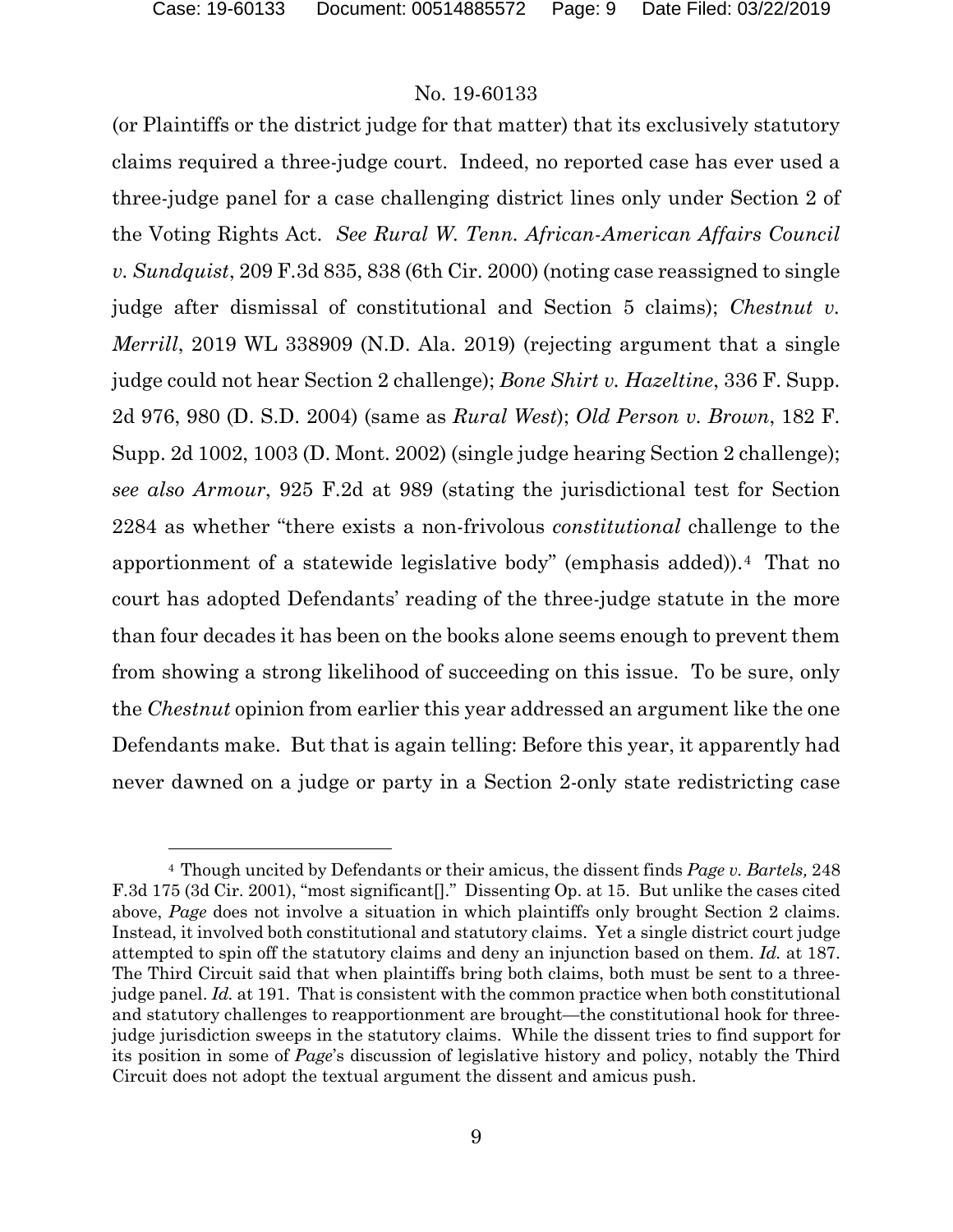(or Plaintiffs or the district judge for that matter) that its exclusively statutory claims required a three-judge court. Indeed, no reported case has ever used a three-judge panel for a case challenging district lines only under Section 2 of the Voting Rights Act. *See Rural W. Tenn. African-American Affairs Council v. Sundquist*, 209 F.3d 835, 838 (6th Cir. 2000) (noting case reassigned to single judge after dismissal of constitutional and Section 5 claims); *Chestnut v. Merrill*, 2019 WL 338909 (N.D. Ala. 2019) (rejecting argument that a single judge could not hear Section 2 challenge); *Bone Shirt v. Hazeltine*, 336 F. Supp. 2d 976, 980 (D. S.D. 2004) (same as *Rural West*); *Old Person v. Brown*, 182 F. Supp. 2d 1002, 1003 (D. Mont. 2002) (single judge hearing Section 2 challenge); *see also Armour*, 925 F.2d at 989 (stating the jurisdictional test for Section 2284 as whether "there exists a non-frivolous *constitutional* challenge to the apportionment of a statewide legislative body" (emphasis added)).[4] That no court has adopted Defendants' reading of the three-judge statute in the more than four decades it has been on the books alone seems enough to prevent them from showing a strong likelihood of succeeding on this issue. To be sure, only the *Chestnut* opinion from earlier this year addressed an argument like the one Defendants make. But that is again telling: Before this year, it apparently had never dawned on a judge or party in a Section 2-only state redistricting case

[4] Though uncited by Defendants or their amicus, the dissent finds *Page v. Bartels,* 248 F.3d 175 (3d Cir. 2001), "most significant[]." Dissenting Op. at 15. But unlike the cases cited above, *Page* does not involve a situation in which plaintiffs only brought Section 2 claims. Instead, it involved both constitutional and statutory claims. Yet a single district court judge attempted to spin off the statutory claims and deny an injunction based on them. *Id.* at 187. The Third Circuit said that when plaintiffs bring both claims, both must be sent to a three-judge panel. *Id.* at 191. That is consistent with the common practice when both constitutional and statutory challenges to reapportionment are brought—the constitutional hook for three-judge jurisdiction sweeps in the statutory claims. While the dissent tries to find support for its position in some of *Page*'s discussion of legislative history and policy, notably the Third Circuit does not adopt the textual argument the dissent and amicus push.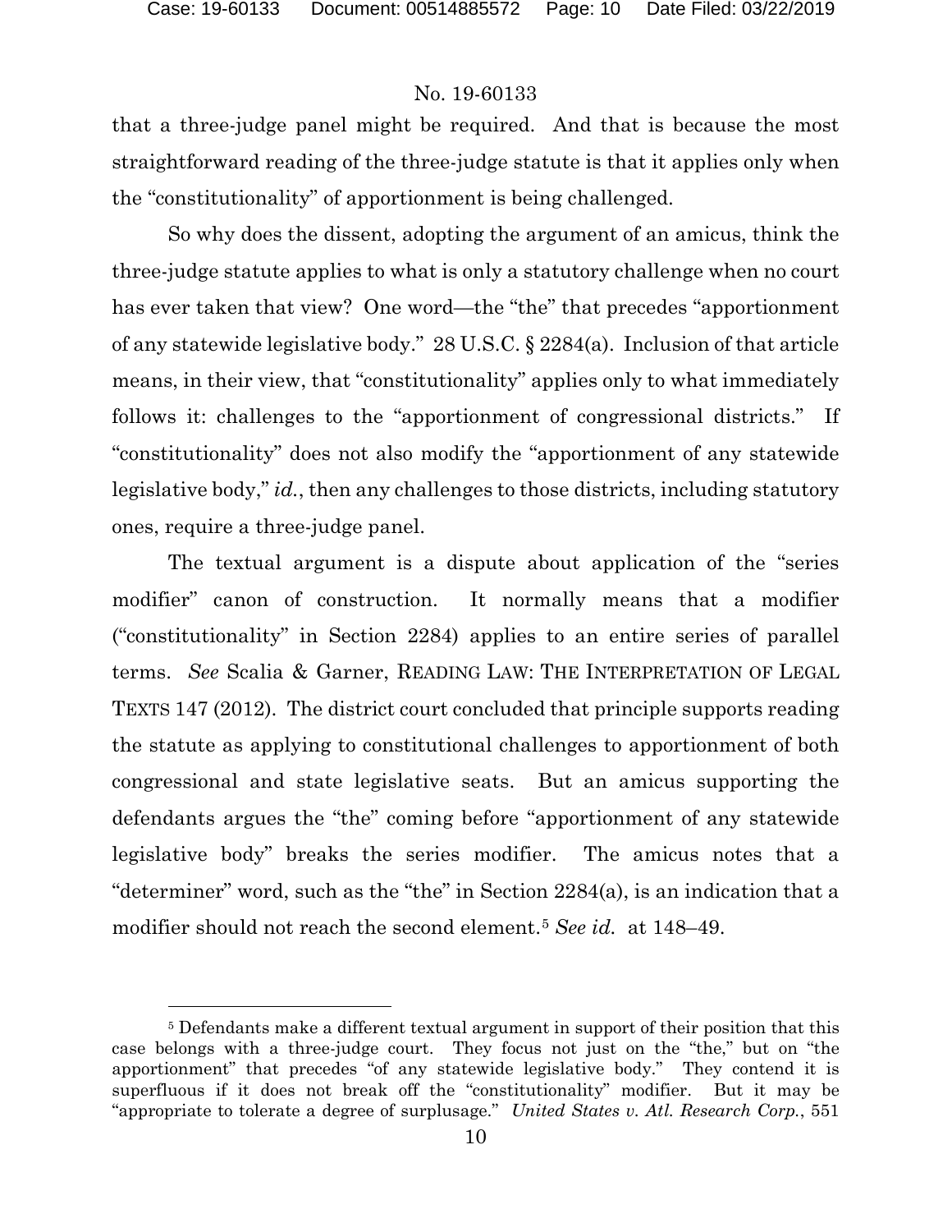that a three-judge panel might be required. And that is because the most straightforward reading of the three-judge statute is that it applies only when the "constitutionality" of apportionment is being challenged.

So why does the dissent, adopting the argument of an amicus, think the three-judge statute applies to what is only a statutory challenge when no court has ever taken that view? One word—the "the" that precedes "apportionment of any statewide legislative body." 28 U.S.C. § 2284(a). Inclusion of that article means, in their view, that "constitutionality" applies only to what immediately follows it: challenges to the "apportionment of congressional districts." If "constitutionality" does not also modify the "apportionment of any statewide legislative body," *id.*, then any challenges to those districts, including statutory ones, require a three-judge panel.

The textual argument is a dispute about application of the "series modifier" canon of construction. It normally means that a modifier ("constitutionality" in Section 2284) applies to an entire series of parallel terms. *See* Scalia & Garner, READING LAW: THE INTERPRETATION OF LEGAL TEXTS 147 (2012). The district court concluded that principle supports reading the statute as applying to constitutional challenges to apportionment of both congressional and state legislative seats. But an amicus supporting the defendants argues the "the" coming before "apportionment of any statewide legislative body" breaks the series modifier. The amicus notes that a "determiner" word, such as the "the" in Section 2284(a), is an indication that a modifier should not reach the second element.[5] *See id.* at 148–49.

[5] Defendants make a different textual argument in support of their position that this case belongs with a three-judge court. They focus not just on the "the," but on "the apportionment" that precedes "of any statewide legislative body." They contend it is superfluous if it does not break off the "constitutionality" modifier. But it may be "appropriate to tolerate a degree of surplusage." *United States v. Atl. Research Corp.*, 551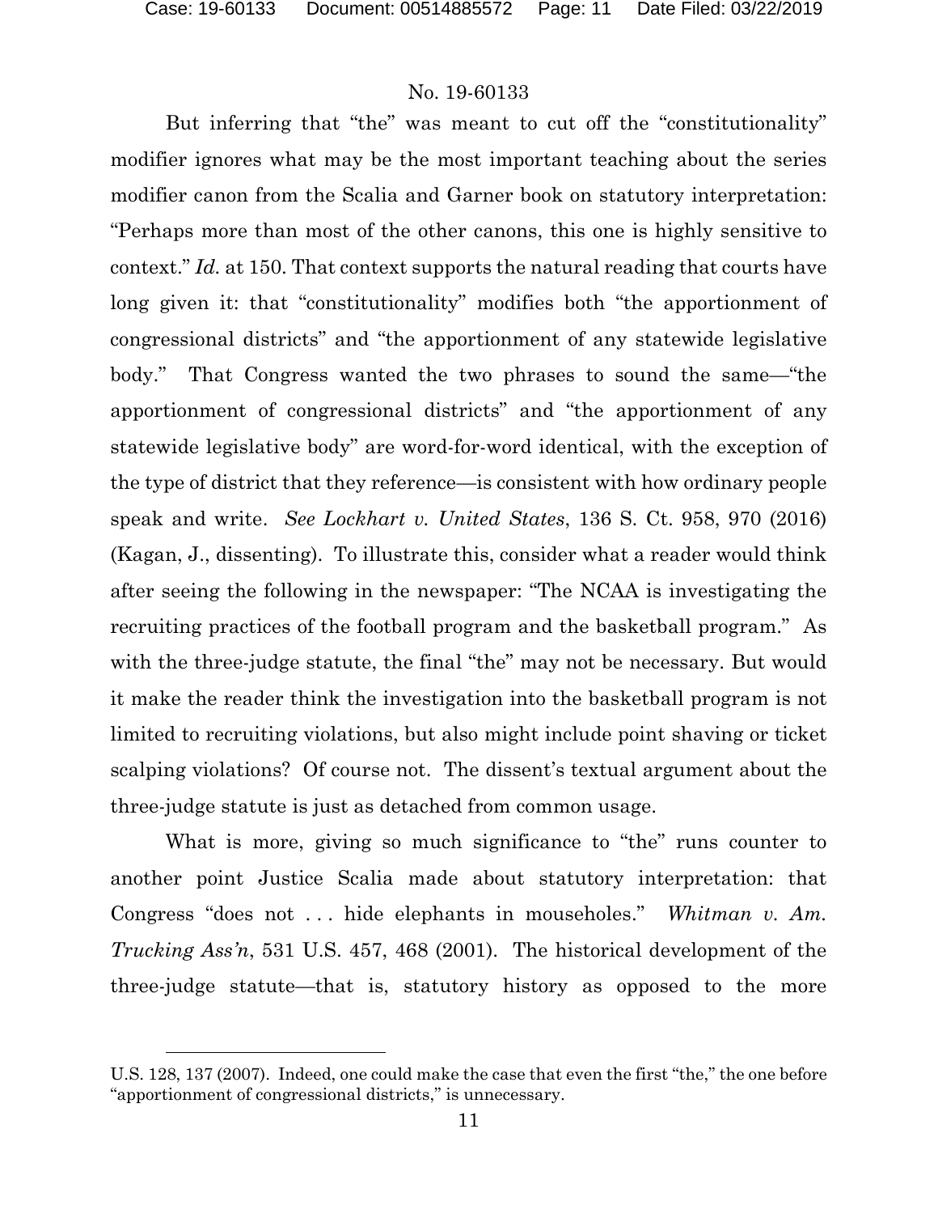But inferring that "the" was meant to cut off the "constitutionality" modifier ignores what may be the most important teaching about the series modifier canon from the Scalia and Garner book on statutory interpretation: "Perhaps more than most of the other canons, this one is highly sensitive to context." *Id.* at 150. That context supports the natural reading that courts have long given it: that "constitutionality" modifies both "the apportionment of congressional districts" and "the apportionment of any statewide legislative body." That Congress wanted the two phrases to sound the same—"the apportionment of congressional districts" and "the apportionment of any statewide legislative body" are word-for-word identical, with the exception of the type of district that they reference—is consistent with how ordinary people speak and write. *See Lockhart v. United States*, 136 S. Ct. 958, 970 (2016) (Kagan, J., dissenting). To illustrate this, consider what a reader would think after seeing the following in the newspaper: "The NCAA is investigating the recruiting practices of the football program and the basketball program." As with the three-judge statute, the final "the" may not be necessary. But would it make the reader think the investigation into the basketball program is not limited to recruiting violations, but also might include point shaving or ticket scalping violations? Of course not. The dissent's textual argument about the three-judge statute is just as detached from common usage.

What is more, giving so much significance to "the" runs counter to another point Justice Scalia made about statutory interpretation: that Congress "does not . . . hide elephants in mouseholes." *Whitman v. Am. Trucking Ass'n*, 531 U.S. 457, 468 (2001). The historical development of the three-judge statute—that is, statutory history as opposed to the more

---

U.S. 128, 137 (2007). Indeed, one could make the case that even the first "the," the one before "apportionment of congressional districts," is unnecessary.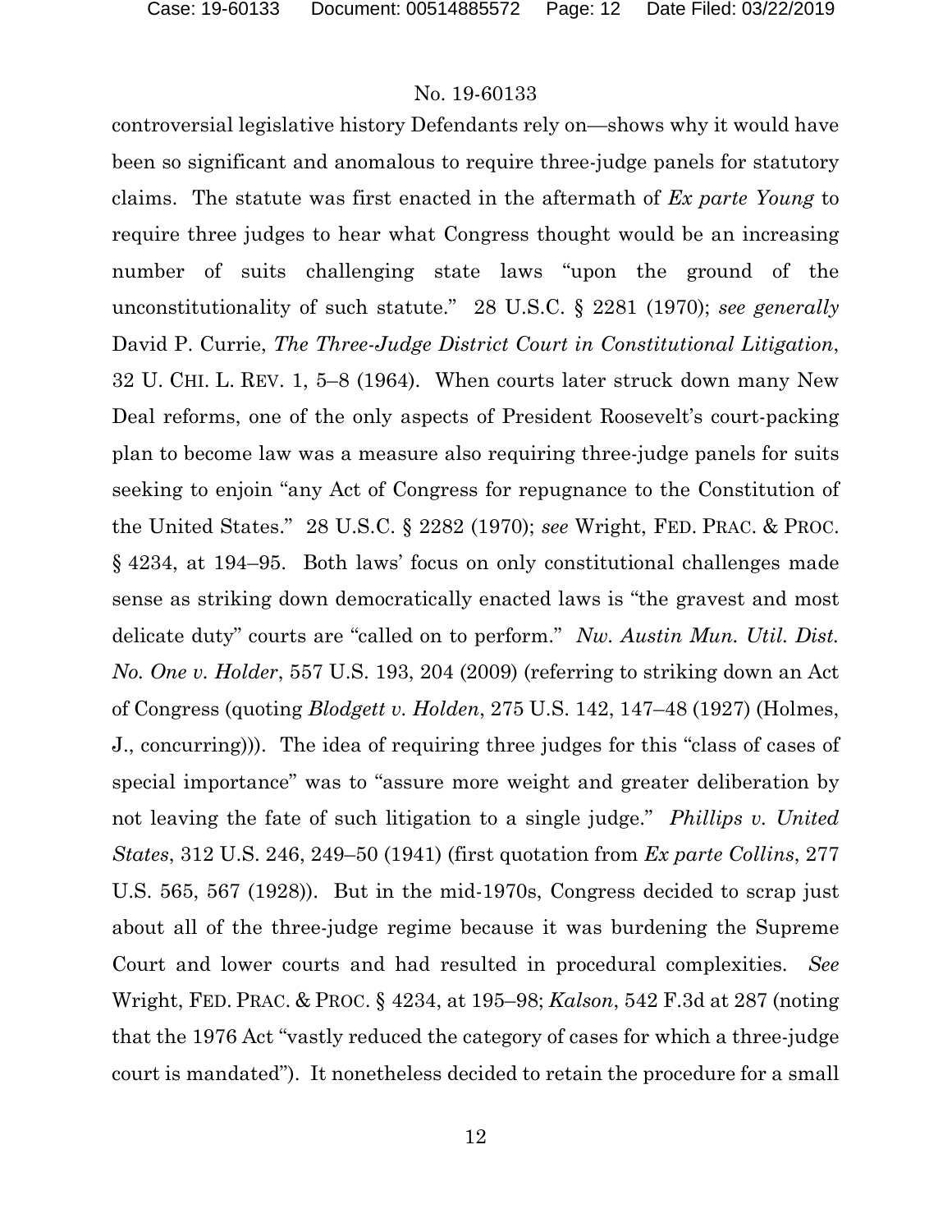controversial legislative history Defendants rely on—shows why it would have been so significant and anomalous to require three-judge panels for statutory claims. The statute was first enacted in the aftermath of *Ex parte Young* to require three judges to hear what Congress thought would be an increasing number of suits challenging state laws "upon the ground of the unconstitutionality of such statute." 28 U.S.C. § 2281 (1970); *see generally* David P. Currie, *The Three-Judge District Court in Constitutional Litigation*, 32 U. CHI. L. REV. 1, 5–8 (1964). When courts later struck down many New Deal reforms, one of the only aspects of President Roosevelt's court-packing plan to become law was a measure also requiring three-judge panels for suits seeking to enjoin "any Act of Congress for repugnance to the Constitution of the United States." 28 U.S.C. § 2282 (1970); *see* Wright, FED. PRAC. & PROC. § 4234, at 194–95. Both laws' focus on only constitutional challenges made sense as striking down democratically enacted laws is "the gravest and most delicate duty" courts are "called on to perform." *Nw. Austin Mun. Util. Dist. No. One v. Holder*, 557 U.S. 193, 204 (2009) (referring to striking down an Act of Congress (quoting *Blodgett v. Holden*, 275 U.S. 142, 147–48 (1927) (Holmes, J., concurring))). The idea of requiring three judges for this "class of cases of special importance" was to "assure more weight and greater deliberation by not leaving the fate of such litigation to a single judge." *Phillips v. United States*, 312 U.S. 246, 249–50 (1941) (first quotation from *Ex parte Collins*, 277 U.S. 565, 567 (1928)). But in the mid-1970s, Congress decided to scrap just about all of the three-judge regime because it was burdening the Supreme Court and lower courts and had resulted in procedural complexities. *See* Wright, FED. PRAC. & PROC. § 4234, at 195–98; *Kalson*, 542 F.3d at 287 (noting that the 1976 Act "vastly reduced the category of cases for which a three-judge court is mandated"). It nonetheless decided to retain the procedure for a small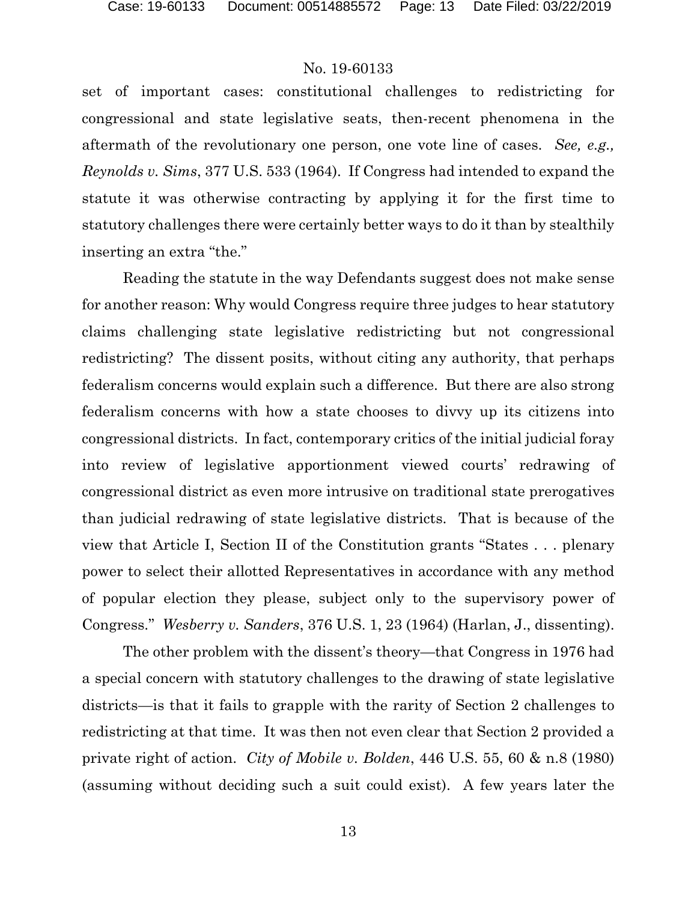set of important cases: constitutional challenges to redistricting for congressional and state legislative seats, then-recent phenomena in the aftermath of the revolutionary one person, one vote line of cases. *See, e.g., Reynolds v. Sims*, 377 U.S. 533 (1964). If Congress had intended to expand the statute it was otherwise contracting by applying it for the first time to statutory challenges there were certainly better ways to do it than by stealthily inserting an extra "the."

Reading the statute in the way Defendants suggest does not make sense for another reason: Why would Congress require three judges to hear statutory claims challenging state legislative redistricting but not congressional redistricting? The dissent posits, without citing any authority, that perhaps federalism concerns would explain such a difference. But there are also strong federalism concerns with how a state chooses to divvy up its citizens into congressional districts. In fact, contemporary critics of the initial judicial foray into review of legislative apportionment viewed courts' redrawing of congressional district as even more intrusive on traditional state prerogatives than judicial redrawing of state legislative districts. That is because of the view that Article I, Section II of the Constitution grants "States . . . plenary power to select their allotted Representatives in accordance with any method of popular election they please, subject only to the supervisory power of Congress." *Wesberry v. Sanders*, 376 U.S. 1, 23 (1964) (Harlan, J., dissenting).

The other problem with the dissent's theory—that Congress in 1976 had a special concern with statutory challenges to the drawing of state legislative districts—is that it fails to grapple with the rarity of Section 2 challenges to redistricting at that time. It was then not even clear that Section 2 provided a private right of action. *City of Mobile v. Bolden*, 446 U.S. 55, 60 & n.8 (1980) (assuming without deciding such a suit could exist). A few years later the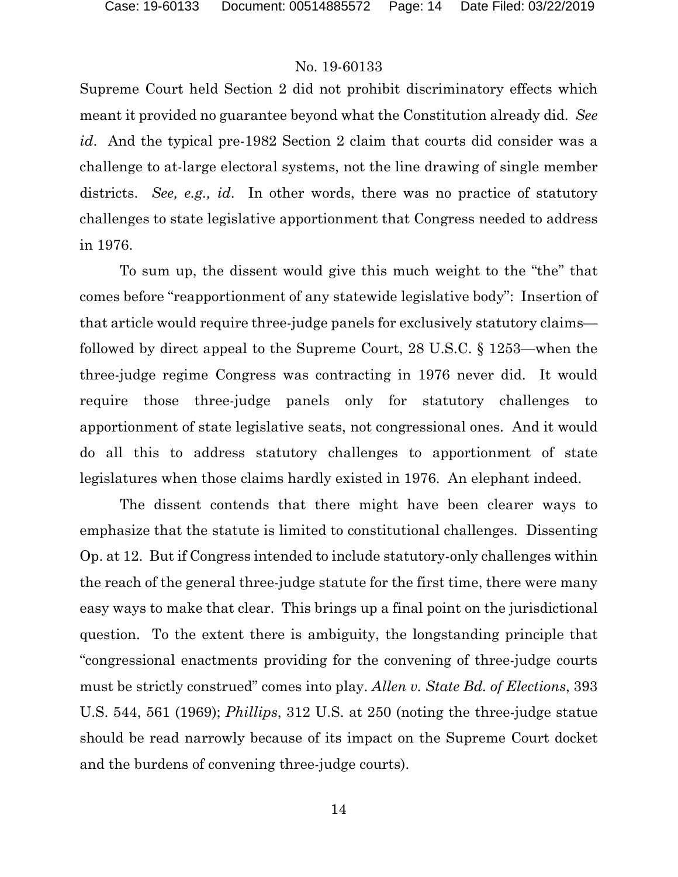Supreme Court held Section 2 did not prohibit discriminatory effects which meant it provided no guarantee beyond what the Constitution already did. *See id*. And the typical pre-1982 Section 2 claim that courts did consider was a challenge to at-large electoral systems, not the line drawing of single member districts. *See, e.g., id*. In other words, there was no practice of statutory challenges to state legislative apportionment that Congress needed to address in 1976.

To sum up, the dissent would give this much weight to the "the" that comes before "reapportionment of any statewide legislative body": Insertion of that article would require three-judge panels for exclusively statutory claims—followed by direct appeal to the Supreme Court, 28 U.S.C. § 1253—when the three-judge regime Congress was contracting in 1976 never did. It would require those three-judge panels only for statutory challenges to apportionment of state legislative seats, not congressional ones. And it would do all this to address statutory challenges to apportionment of state legislatures when those claims hardly existed in 1976. An elephant indeed.

The dissent contends that there might have been clearer ways to emphasize that the statute is limited to constitutional challenges. Dissenting Op. at 12. But if Congress intended to include statutory-only challenges within the reach of the general three-judge statute for the first time, there were many easy ways to make that clear. This brings up a final point on the jurisdictional question. To the extent there is ambiguity, the longstanding principle that "congressional enactments providing for the convening of three-judge courts must be strictly construed" comes into play. *Allen v. State Bd. of Elections*, 393 U.S. 544, 561 (1969); *Phillips*, 312 U.S. at 250 (noting the three-judge statue should be read narrowly because of its impact on the Supreme Court docket and the burdens of convening three-judge courts).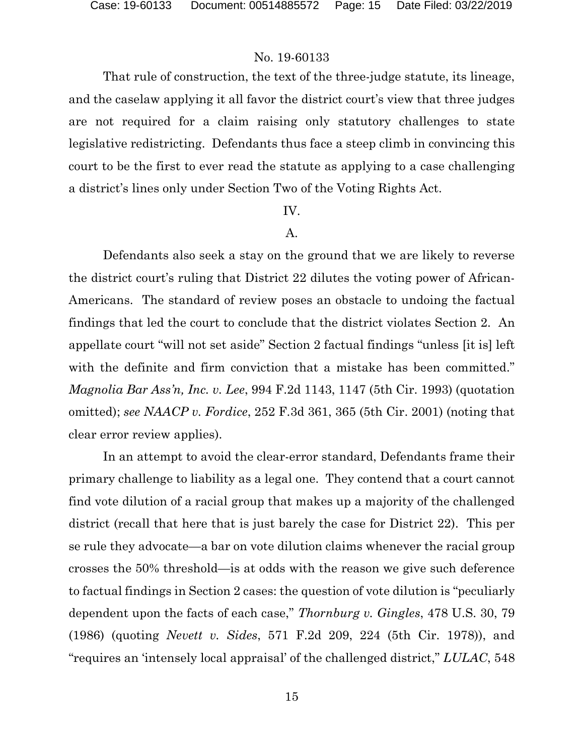That rule of construction, the text of the three-judge statute, its lineage, and the caselaw applying it all favor the district court's view that three judges are not required for a claim raising only statutory challenges to state legislative redistricting. Defendants thus face a steep climb in convincing this court to be the first to ever read the statute as applying to a case challenging a district's lines only under Section Two of the Voting Rights Act.

IV.

A.

Defendants also seek a stay on the ground that we are likely to reverse the district court's ruling that District 22 dilutes the voting power of African-Americans. The standard of review poses an obstacle to undoing the factual findings that led the court to conclude that the district violates Section 2. An appellate court "will not set aside" Section 2 factual findings "unless [it is] left with the definite and firm conviction that a mistake has been committed." *Magnolia Bar Ass'n, Inc. v. Lee*, 994 F.2d 1143, 1147 (5th Cir. 1993) (quotation omitted); *see NAACP v. Fordice*, 252 F.3d 361, 365 (5th Cir. 2001) (noting that clear error review applies).

In an attempt to avoid the clear-error standard, Defendants frame their primary challenge to liability as a legal one. They contend that a court cannot find vote dilution of a racial group that makes up a majority of the challenged district (recall that here that is just barely the case for District 22). This per se rule they advocate—a bar on vote dilution claims whenever the racial group crosses the 50% threshold—is at odds with the reason we give such deference to factual findings in Section 2 cases: the question of vote dilution is "peculiarly dependent upon the facts of each case," *Thornburg v. Gingles*, 478 U.S. 30, 79 (1986) (quoting *Nevett v. Sides*, 571 F.2d 209, 224 (5th Cir. 1978)), and "requires an 'intensely local appraisal' of the challenged district," *LULAC*, 548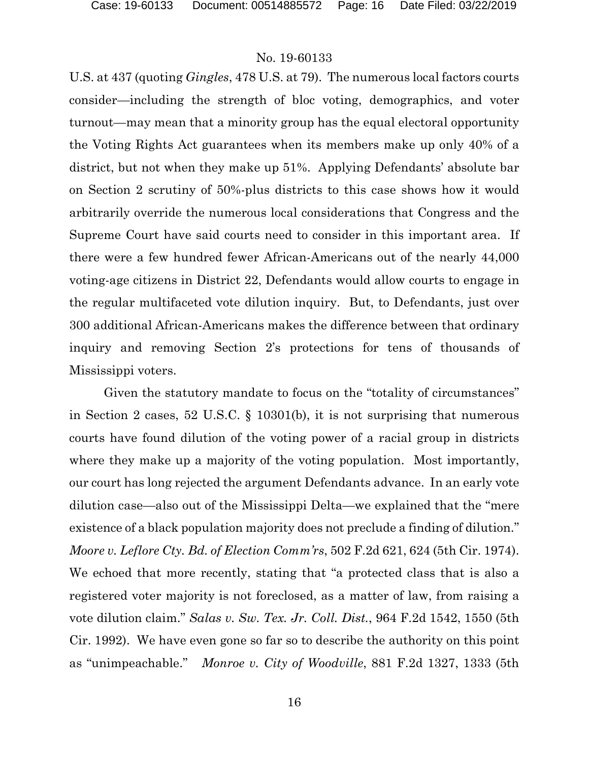U.S. at 437 (quoting *Gingles*, 478 U.S. at 79). The numerous local factors courts consider—including the strength of bloc voting, demographics, and voter turnout—may mean that a minority group has the equal electoral opportunity the Voting Rights Act guarantees when its members make up only 40% of a district, but not when they make up 51%. Applying Defendants' absolute bar on Section 2 scrutiny of 50%-plus districts to this case shows how it would arbitrarily override the numerous local considerations that Congress and the Supreme Court have said courts need to consider in this important area. If there were a few hundred fewer African-Americans out of the nearly 44,000 voting-age citizens in District 22, Defendants would allow courts to engage in the regular multifaceted vote dilution inquiry. But, to Defendants, just over 300 additional African-Americans makes the difference between that ordinary inquiry and removing Section 2's protections for tens of thousands of Mississippi voters.

Given the statutory mandate to focus on the "totality of circumstances" in Section 2 cases, 52 U.S.C. § 10301(b), it is not surprising that numerous courts have found dilution of the voting power of a racial group in districts where they make up a majority of the voting population. Most importantly, our court has long rejected the argument Defendants advance. In an early vote dilution case—also out of the Mississippi Delta—we explained that the "mere existence of a black population majority does not preclude a finding of dilution." *Moore v. Leflore Cty. Bd. of Election Comm'rs*, 502 F.2d 621, 624 (5th Cir. 1974). We echoed that more recently, stating that "a protected class that is also a registered voter majority is not foreclosed, as a matter of law, from raising a vote dilution claim." *Salas v. Sw. Tex. Jr. Coll. Dist.*, 964 F.2d 1542, 1550 (5th Cir. 1992). We have even gone so far so to describe the authority on this point as "unimpeachable." *Monroe v. City of Woodville*, 881 F.2d 1327, 1333 (5th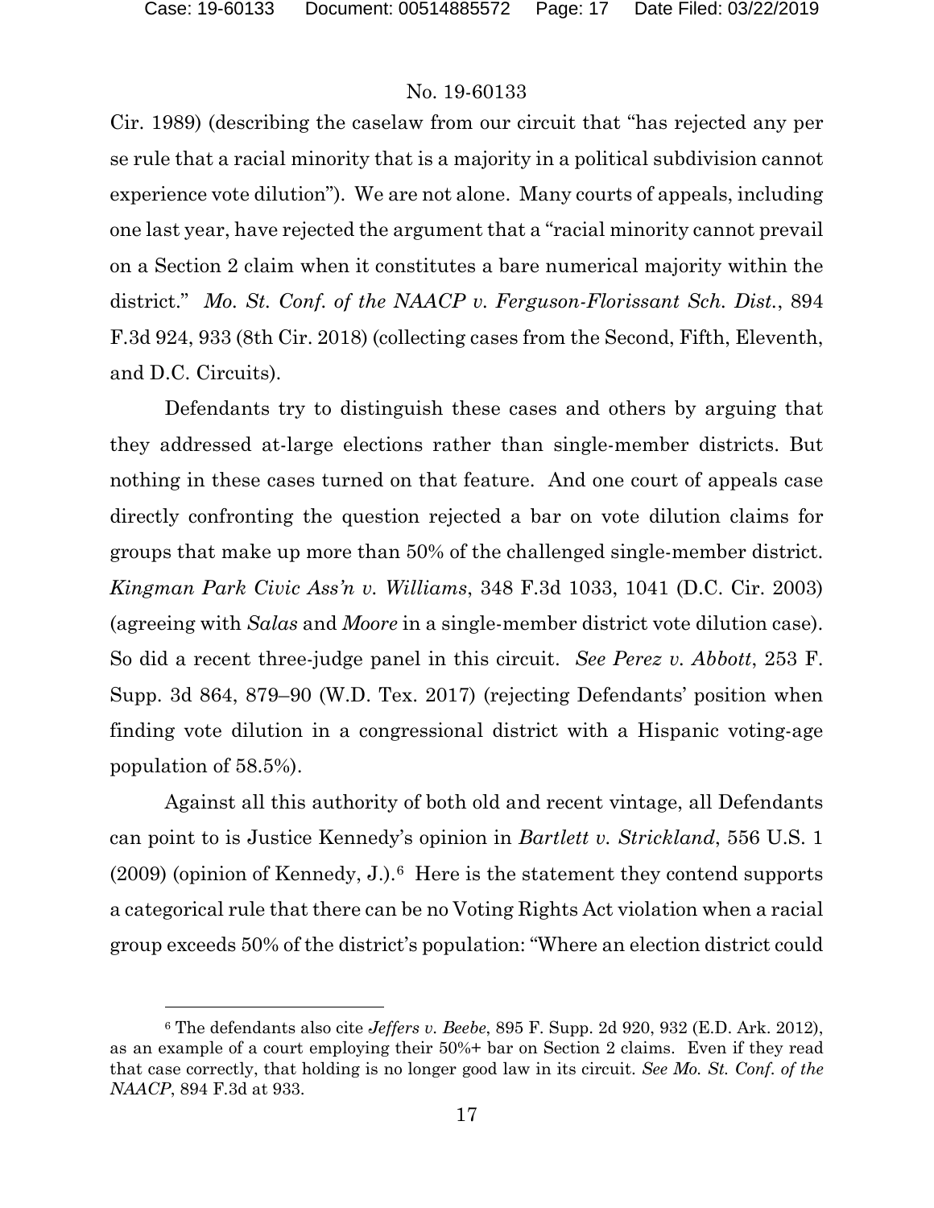Cir. 1989) (describing the caselaw from our circuit that "has rejected any per se rule that a racial minority that is a majority in a political subdivision cannot experience vote dilution"). We are not alone. Many courts of appeals, including one last year, have rejected the argument that a "racial minority cannot prevail on a Section 2 claim when it constitutes a bare numerical majority within the district." *Mo. St. Conf. of the NAACP v. Ferguson-Florissant Sch. Dist.*, 894 F.3d 924, 933 (8th Cir. 2018) (collecting cases from the Second, Fifth, Eleventh, and D.C. Circuits).

Defendants try to distinguish these cases and others by arguing that they addressed at-large elections rather than single-member districts. But nothing in these cases turned on that feature. And one court of appeals case directly confronting the question rejected a bar on vote dilution claims for groups that make up more than 50% of the challenged single-member district. *Kingman Park Civic Ass'n v. Williams*, 348 F.3d 1033, 1041 (D.C. Cir. 2003) (agreeing with *Salas* and *Moore* in a single-member district vote dilution case). So did a recent three-judge panel in this circuit. *See Perez v. Abbott*, 253 F. Supp. 3d 864, 879–90 (W.D. Tex. 2017) (rejecting Defendants' position when finding vote dilution in a congressional district with a Hispanic voting-age population of 58.5%).

Against all this authority of both old and recent vintage, all Defendants can point to is Justice Kennedy's opinion in *Bartlett v. Strickland*, 556 U.S. 1 (2009) (opinion of Kennedy, J.).[6] Here is the statement they contend supports a categorical rule that there can be no Voting Rights Act violation when a racial group exceeds 50% of the district's population: "Where an election district could

[6] The defendants also cite *Jeffers v. Beebe*, 895 F. Supp. 2d 920, 932 (E.D. Ark. 2012), as an example of a court employing their 50%+ bar on Section 2 claims. Even if they read that case correctly, that holding is no longer good law in its circuit. *See Mo. St. Conf. of the NAACP*, 894 F.3d at 933.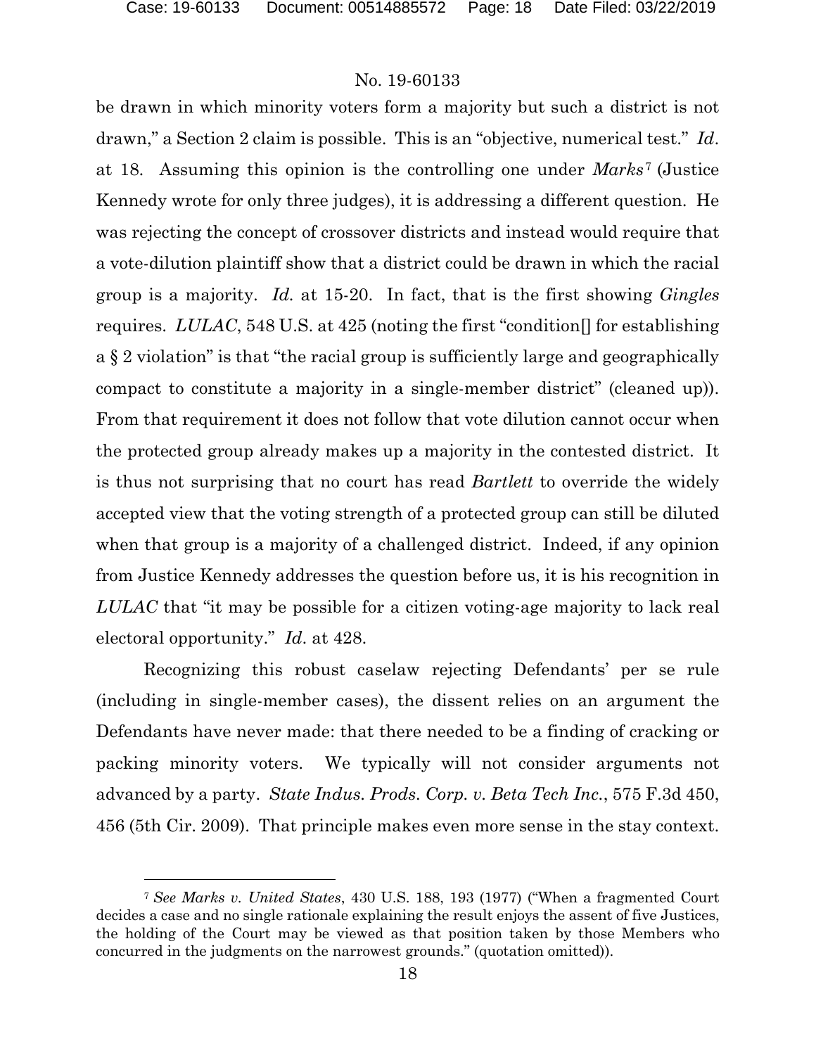be drawn in which minority voters form a majority but such a district is not drawn," a Section 2 claim is possible. This is an "objective, numerical test." *Id*. at 18. Assuming this opinion is the controlling one under *Marks*[7] (Justice Kennedy wrote for only three judges), it is addressing a different question. He was rejecting the concept of crossover districts and instead would require that a vote-dilution plaintiff show that a district could be drawn in which the racial group is a majority. *Id.* at 15-20. In fact, that is the first showing *Gingles* requires. *LULAC*, 548 U.S. at 425 (noting the first "condition[] for establishing a § 2 violation" is that "the racial group is sufficiently large and geographically compact to constitute a majority in a single-member district" (cleaned up)). From that requirement it does not follow that vote dilution cannot occur when the protected group already makes up a majority in the contested district. It is thus not surprising that no court has read *Bartlett* to override the widely accepted view that the voting strength of a protected group can still be diluted when that group is a majority of a challenged district. Indeed, if any opinion from Justice Kennedy addresses the question before us, it is his recognition in *LULAC* that "it may be possible for a citizen voting-age majority to lack real electoral opportunity." *Id*. at 428.

Recognizing this robust caselaw rejecting Defendants' per se rule (including in single-member cases), the dissent relies on an argument the Defendants have never made: that there needed to be a finding of cracking or packing minority voters. We typically will not consider arguments not advanced by a party. *State Indus. Prods. Corp. v. Beta Tech Inc.*, 575 F.3d 450, 456 (5th Cir. 2009). That principle makes even more sense in the stay context.

[7] *See Marks v. United States*, 430 U.S. 188, 193 (1977) ("When a fragmented Court decides a case and no single rationale explaining the result enjoys the assent of five Justices, the holding of the Court may be viewed as that position taken by those Members who concurred in the judgments on the narrowest grounds." (quotation omitted)).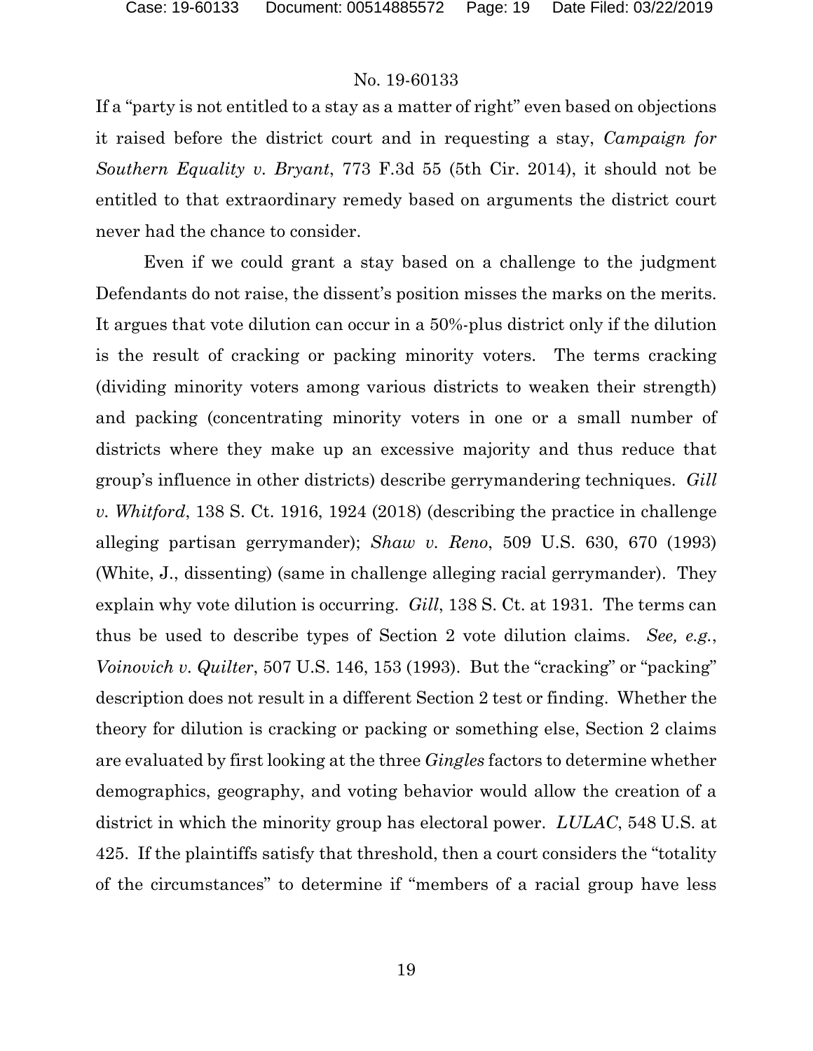If a "party is not entitled to a stay as a matter of right" even based on objections it raised before the district court and in requesting a stay, *Campaign for Southern Equality v. Bryant*, 773 F.3d 55 (5th Cir. 2014), it should not be entitled to that extraordinary remedy based on arguments the district court never had the chance to consider.

Even if we could grant a stay based on a challenge to the judgment Defendants do not raise, the dissent's position misses the marks on the merits. It argues that vote dilution can occur in a 50%-plus district only if the dilution is the result of cracking or packing minority voters. The terms cracking (dividing minority voters among various districts to weaken their strength) and packing (concentrating minority voters in one or a small number of districts where they make up an excessive majority and thus reduce that group's influence in other districts) describe gerrymandering techniques. *Gill v. Whitford*, 138 S. Ct. 1916, 1924 (2018) (describing the practice in challenge alleging partisan gerrymander); *Shaw v. Reno*, 509 U.S. 630, 670 (1993) (White, J., dissenting) (same in challenge alleging racial gerrymander). They explain why vote dilution is occurring. *Gill*, 138 S. Ct. at 1931. The terms can thus be used to describe types of Section 2 vote dilution claims. *See, e.g.*, *Voinovich v. Quilter*, 507 U.S. 146, 153 (1993). But the "cracking" or "packing" description does not result in a different Section 2 test or finding. Whether the theory for dilution is cracking or packing or something else, Section 2 claims are evaluated by first looking at the three *Gingles* factors to determine whether demographics, geography, and voting behavior would allow the creation of a district in which the minority group has electoral power. *LULAC*, 548 U.S. at 425. If the plaintiffs satisfy that threshold, then a court considers the "totality of the circumstances" to determine if "members of a racial group have less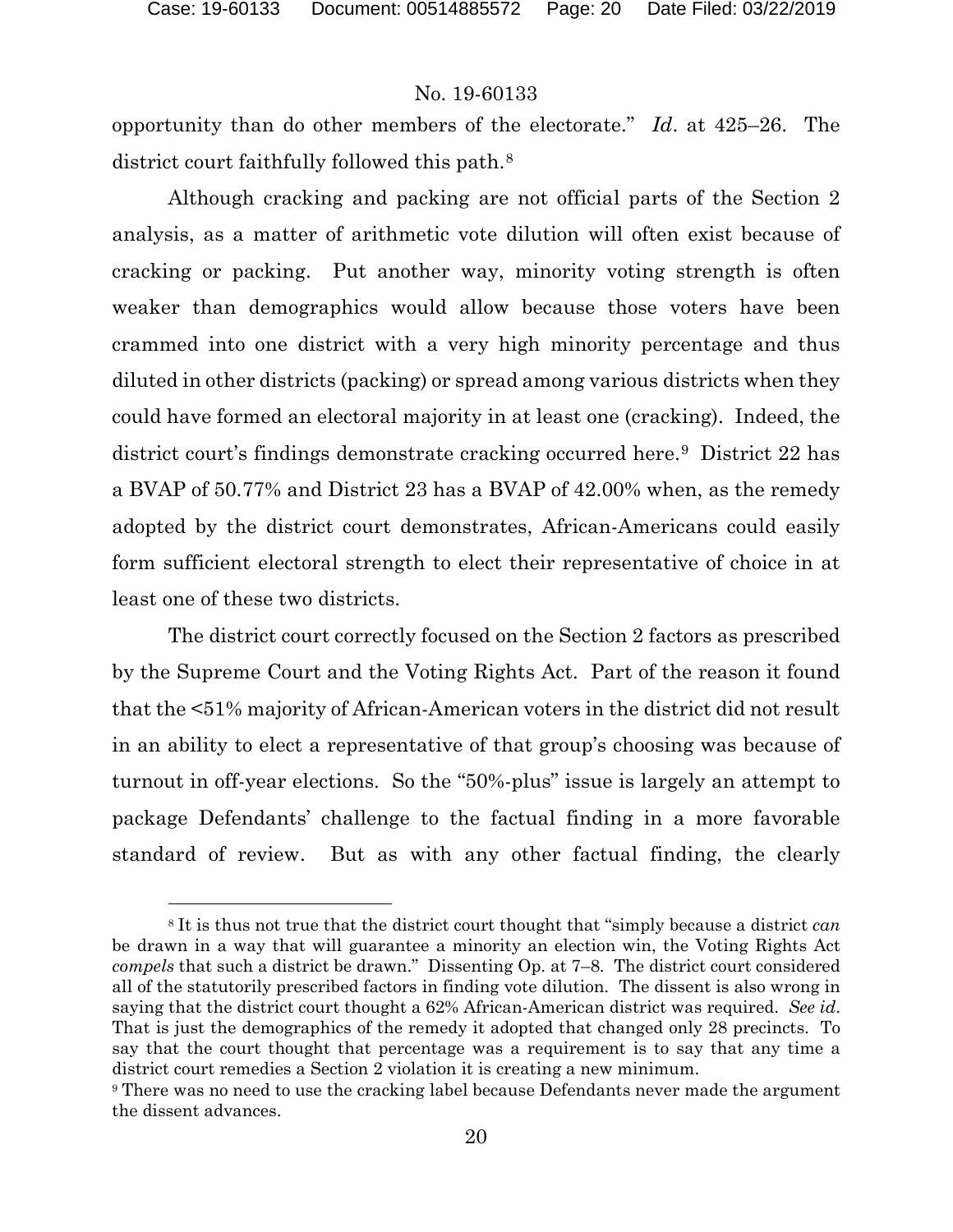opportunity than do other members of the electorate." *Id*. at 425–26. The district court faithfully followed this path.[8]

Although cracking and packing are not official parts of the Section 2 analysis, as a matter of arithmetic vote dilution will often exist because of cracking or packing. Put another way, minority voting strength is often weaker than demographics would allow because those voters have been crammed into one district with a very high minority percentage and thus diluted in other districts (packing) or spread among various districts when they could have formed an electoral majority in at least one (cracking). Indeed, the district court's findings demonstrate cracking occurred here.[9] District 22 has a BVAP of 50.77% and District 23 has a BVAP of 42.00% when, as the remedy adopted by the district court demonstrates, African-Americans could easily form sufficient electoral strength to elect their representative of choice in at least one of these two districts.

The district court correctly focused on the Section 2 factors as prescribed by the Supreme Court and the Voting Rights Act. Part of the reason it found that the <51% majority of African-American voters in the district did not result in an ability to elect a representative of that group's choosing was because of turnout in off-year elections. So the "50%-plus" issue is largely an attempt to package Defendants' challenge to the factual finding in a more favorable standard of review. But as with any other factual finding, the clearly

---

[8] It is thus not true that the district court thought that "simply because a district *can* be drawn in a way that will guarantee a minority an election win, the Voting Rights Act *compels* that such a district be drawn." Dissenting Op. at 7–8. The district court considered all of the statutorily prescribed factors in finding vote dilution. The dissent is also wrong in saying that the district court thought a 62% African-American district was required. *See id*. That is just the demographics of the remedy it adopted that changed only 28 precincts. To say that the court thought that percentage was a requirement is to say that any time a district court remedies a Section 2 violation it is creating a new minimum.

[9] There was no need to use the cracking label because Defendants never made the argument the dissent advances.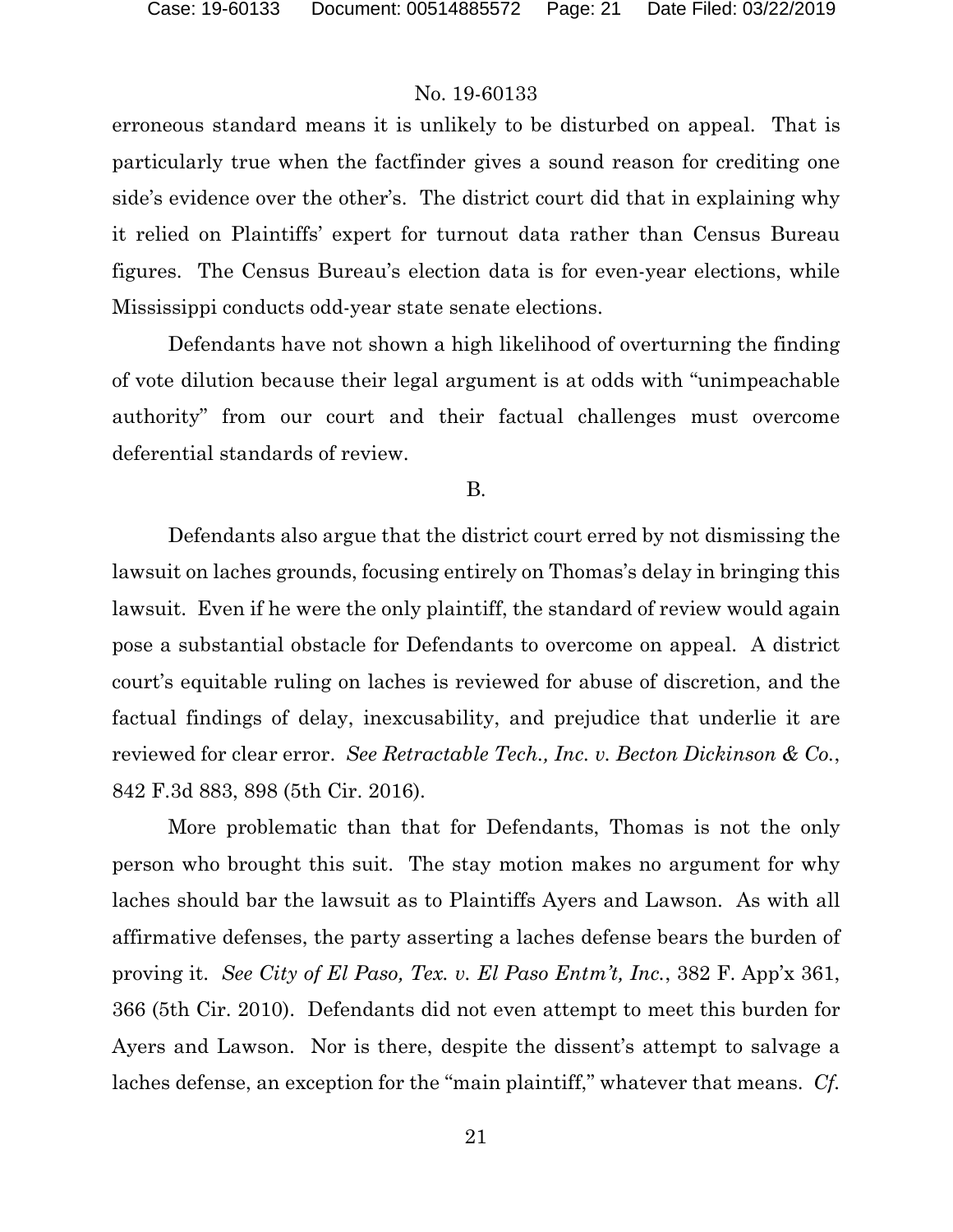erroneous standard means it is unlikely to be disturbed on appeal. That is particularly true when the factfinder gives a sound reason for crediting one side's evidence over the other's. The district court did that in explaining why it relied on Plaintiffs' expert for turnout data rather than Census Bureau figures. The Census Bureau's election data is for even-year elections, while Mississippi conducts odd-year state senate elections.

Defendants have not shown a high likelihood of overturning the finding of vote dilution because their legal argument is at odds with "unimpeachable authority" from our court and their factual challenges must overcome deferential standards of review.

B.

Defendants also argue that the district court erred by not dismissing the lawsuit on laches grounds, focusing entirely on Thomas's delay in bringing this lawsuit. Even if he were the only plaintiff, the standard of review would again pose a substantial obstacle for Defendants to overcome on appeal. A district court's equitable ruling on laches is reviewed for abuse of discretion, and the factual findings of delay, inexcusability, and prejudice that underlie it are reviewed for clear error. *See Retractable Tech., Inc. v. Becton Dickinson & Co.*, 842 F.3d 883, 898 (5th Cir. 2016).

More problematic than that for Defendants, Thomas is not the only person who brought this suit. The stay motion makes no argument for why laches should bar the lawsuit as to Plaintiffs Ayers and Lawson. As with all affirmative defenses, the party asserting a laches defense bears the burden of proving it. *See City of El Paso, Tex. v. El Paso Entm't, Inc.*, 382 F. App'x 361, 366 (5th Cir. 2010). Defendants did not even attempt to meet this burden for Ayers and Lawson. Nor is there, despite the dissent's attempt to salvage a laches defense, an exception for the "main plaintiff," whatever that means. *Cf.*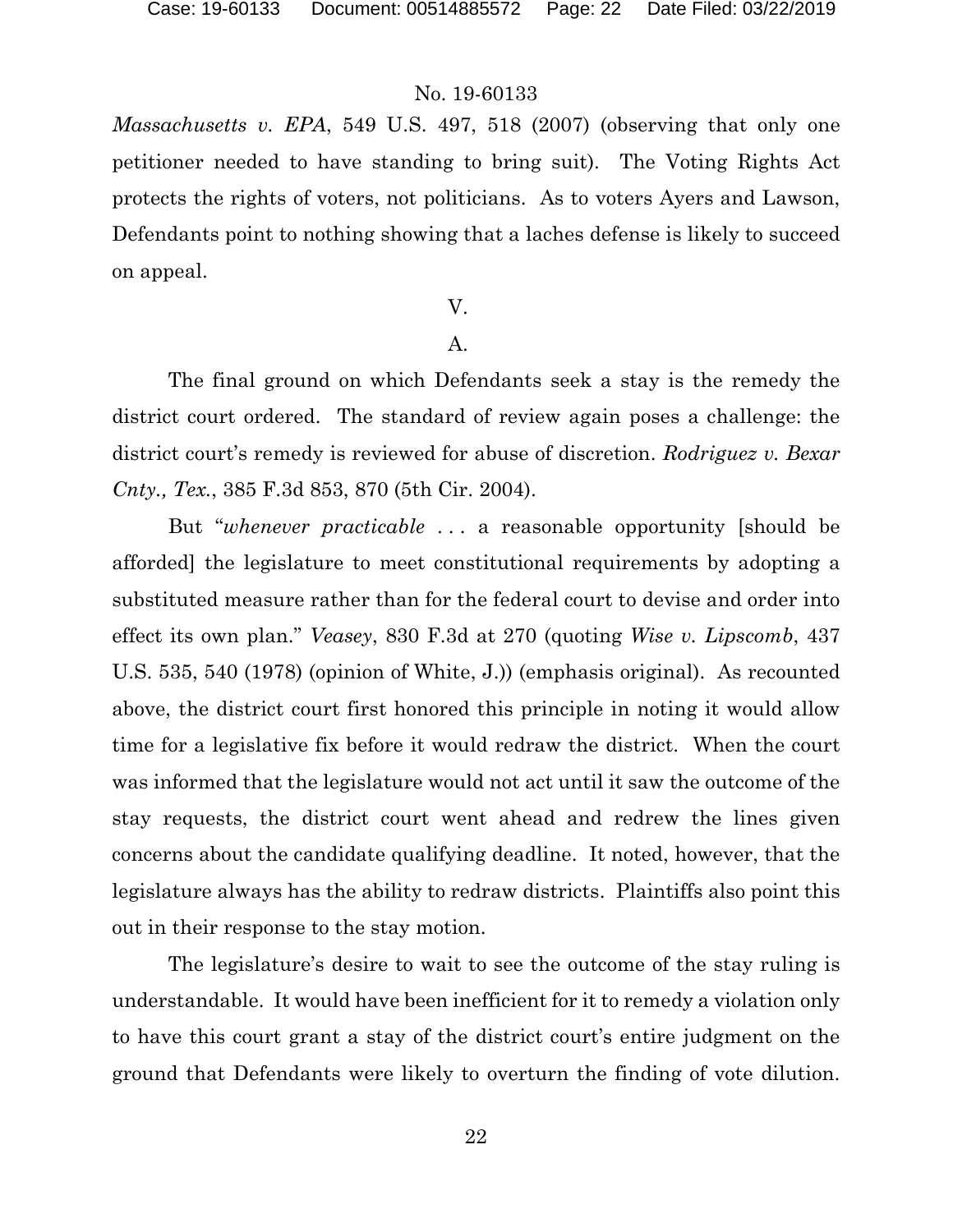*Massachusetts v. EPA*, 549 U.S. 497, 518 (2007) (observing that only one petitioner needed to have standing to bring suit). The Voting Rights Act protects the rights of voters, not politicians. As to voters Ayers and Lawson, Defendants point to nothing showing that a laches defense is likely to succeed on appeal.

V.

A.

The final ground on which Defendants seek a stay is the remedy the district court ordered. The standard of review again poses a challenge: the district court's remedy is reviewed for abuse of discretion. *Rodriguez v. Bexar Cnty., Tex.*, 385 F.3d 853, 870 (5th Cir. 2004).

But "*whenever practicable* . . . a reasonable opportunity [should be afforded] the legislature to meet constitutional requirements by adopting a substituted measure rather than for the federal court to devise and order into effect its own plan." *Veasey*, 830 F.3d at 270 (quoting *Wise v. Lipscomb*, 437 U.S. 535, 540 (1978) (opinion of White, J.)) (emphasis original). As recounted above, the district court first honored this principle in noting it would allow time for a legislative fix before it would redraw the district. When the court was informed that the legislature would not act until it saw the outcome of the stay requests, the district court went ahead and redrew the lines given concerns about the candidate qualifying deadline. It noted, however, that the legislature always has the ability to redraw districts. Plaintiffs also point this out in their response to the stay motion.

The legislature's desire to wait to see the outcome of the stay ruling is understandable. It would have been inefficient for it to remedy a violation only to have this court grant a stay of the district court's entire judgment on the ground that Defendants were likely to overturn the finding of vote dilution.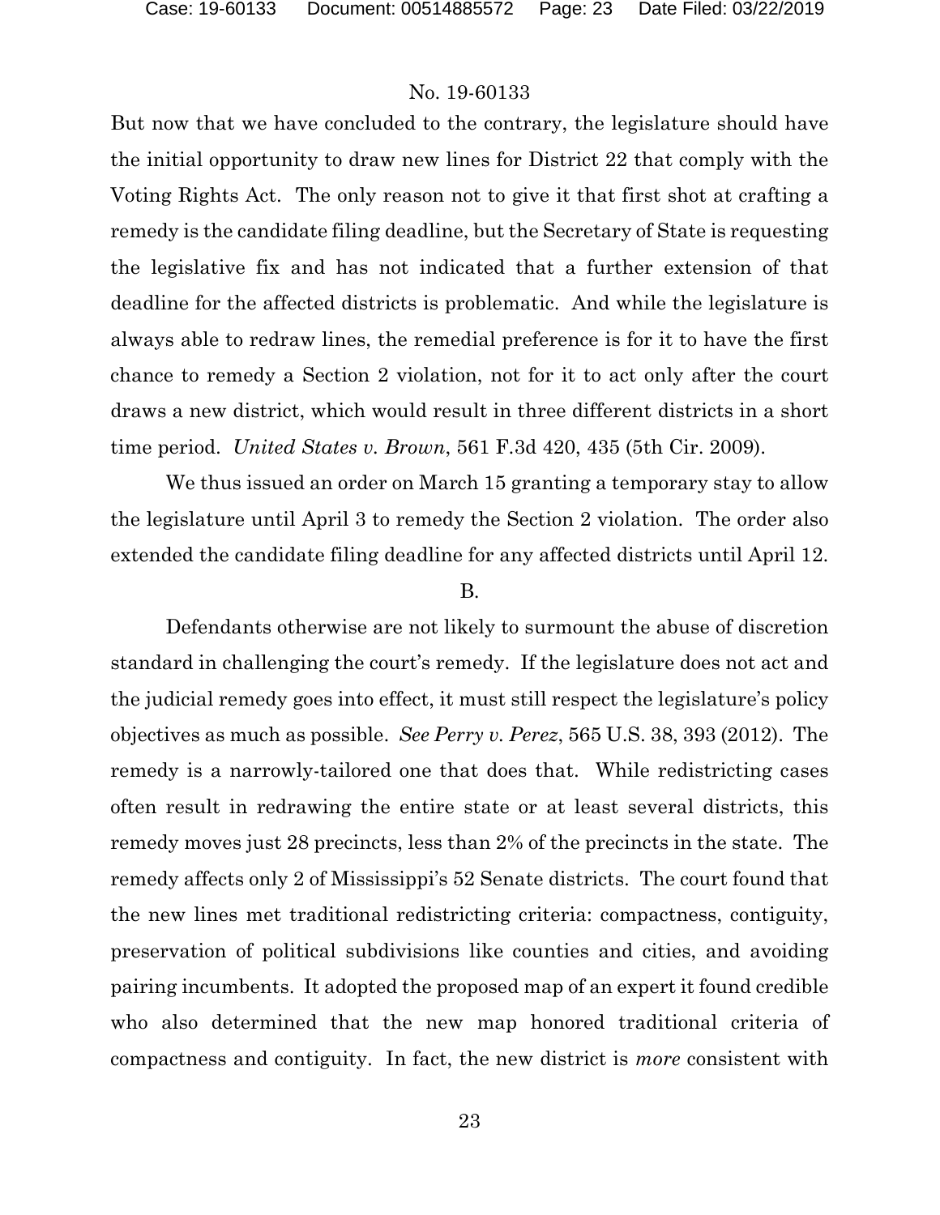But now that we have concluded to the contrary, the legislature should have the initial opportunity to draw new lines for District 22 that comply with the Voting Rights Act. The only reason not to give it that first shot at crafting a remedy is the candidate filing deadline, but the Secretary of State is requesting the legislative fix and has not indicated that a further extension of that deadline for the affected districts is problematic. And while the legislature is always able to redraw lines, the remedial preference is for it to have the first chance to remedy a Section 2 violation, not for it to act only after the court draws a new district, which would result in three different districts in a short time period. *United States v. Brown*, 561 F.3d 420, 435 (5th Cir. 2009).

We thus issued an order on March 15 granting a temporary stay to allow the legislature until April 3 to remedy the Section 2 violation. The order also extended the candidate filing deadline for any affected districts until April 12.

B.

Defendants otherwise are not likely to surmount the abuse of discretion standard in challenging the court's remedy. If the legislature does not act and the judicial remedy goes into effect, it must still respect the legislature's policy objectives as much as possible. *See Perry v. Perez*, 565 U.S. 38, 393 (2012). The remedy is a narrowly-tailored one that does that. While redistricting cases often result in redrawing the entire state or at least several districts, this remedy moves just 28 precincts, less than 2% of the precincts in the state. The remedy affects only 2 of Mississippi's 52 Senate districts. The court found that the new lines met traditional redistricting criteria: compactness, contiguity, preservation of political subdivisions like counties and cities, and avoiding pairing incumbents. It adopted the proposed map of an expert it found credible who also determined that the new map honored traditional criteria of compactness and contiguity. In fact, the new district is *more* consistent with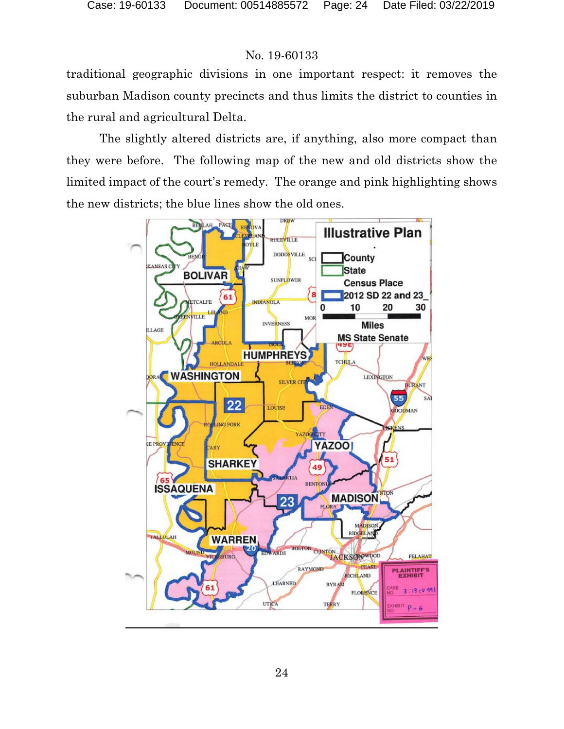traditional geographic divisions in one important respect: it removes the suburban Madison county precincts and thus limits the district to counties in the rural and agricultural Delta.

The slightly altered districts are, if anything, also more compact than they were before. The following map of the new and old districts show the limited impact of the court's remedy. The orange and pink highlighting shows the new districts; the blue lines show the old ones.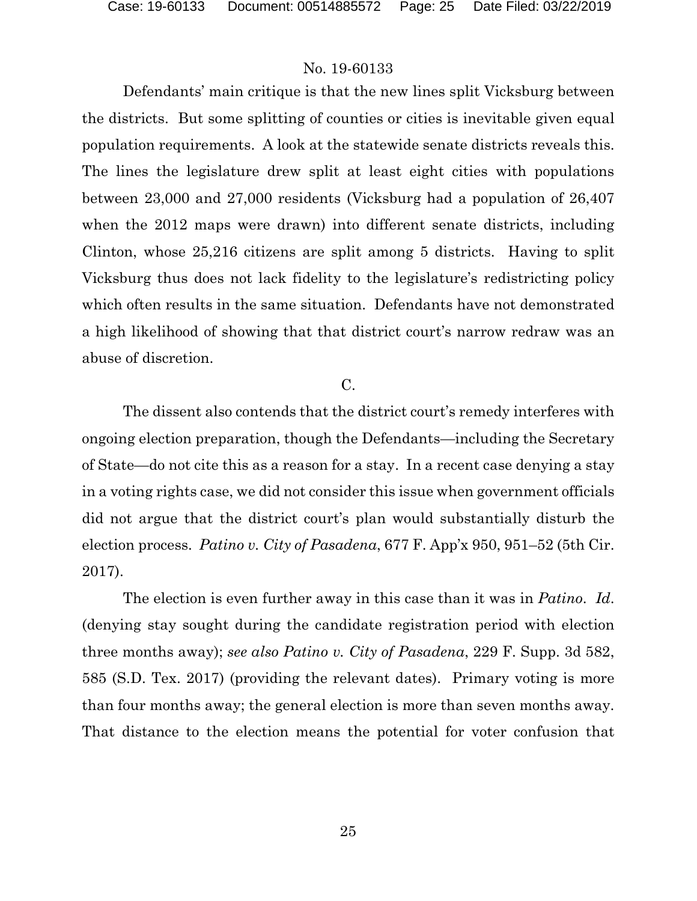Defendants' main critique is that the new lines split Vicksburg between the districts. But some splitting of counties or cities is inevitable given equal population requirements. A look at the statewide senate districts reveals this. The lines the legislature drew split at least eight cities with populations between 23,000 and 27,000 residents (Vicksburg had a population of 26,407 when the 2012 maps were drawn) into different senate districts, including Clinton, whose 25,216 citizens are split among 5 districts. Having to split Vicksburg thus does not lack fidelity to the legislature's redistricting policy which often results in the same situation. Defendants have not demonstrated a high likelihood of showing that that district court's narrow redraw was an abuse of discretion.

C.

The dissent also contends that the district court's remedy interferes with ongoing election preparation, though the Defendants—including the Secretary of State—do not cite this as a reason for a stay. In a recent case denying a stay in a voting rights case, we did not consider this issue when government officials did not argue that the district court's plan would substantially disturb the election process. *Patino v. City of Pasadena*, 677 F. App'x 950, 951–52 (5th Cir. 2017).

The election is even further away in this case than it was in *Patino*. *Id*. (denying stay sought during the candidate registration period with election three months away); *see also Patino v. City of Pasadena*, 229 F. Supp. 3d 582, 585 (S.D. Tex. 2017) (providing the relevant dates). Primary voting is more than four months away; the general election is more than seven months away. That distance to the election means the potential for voter confusion that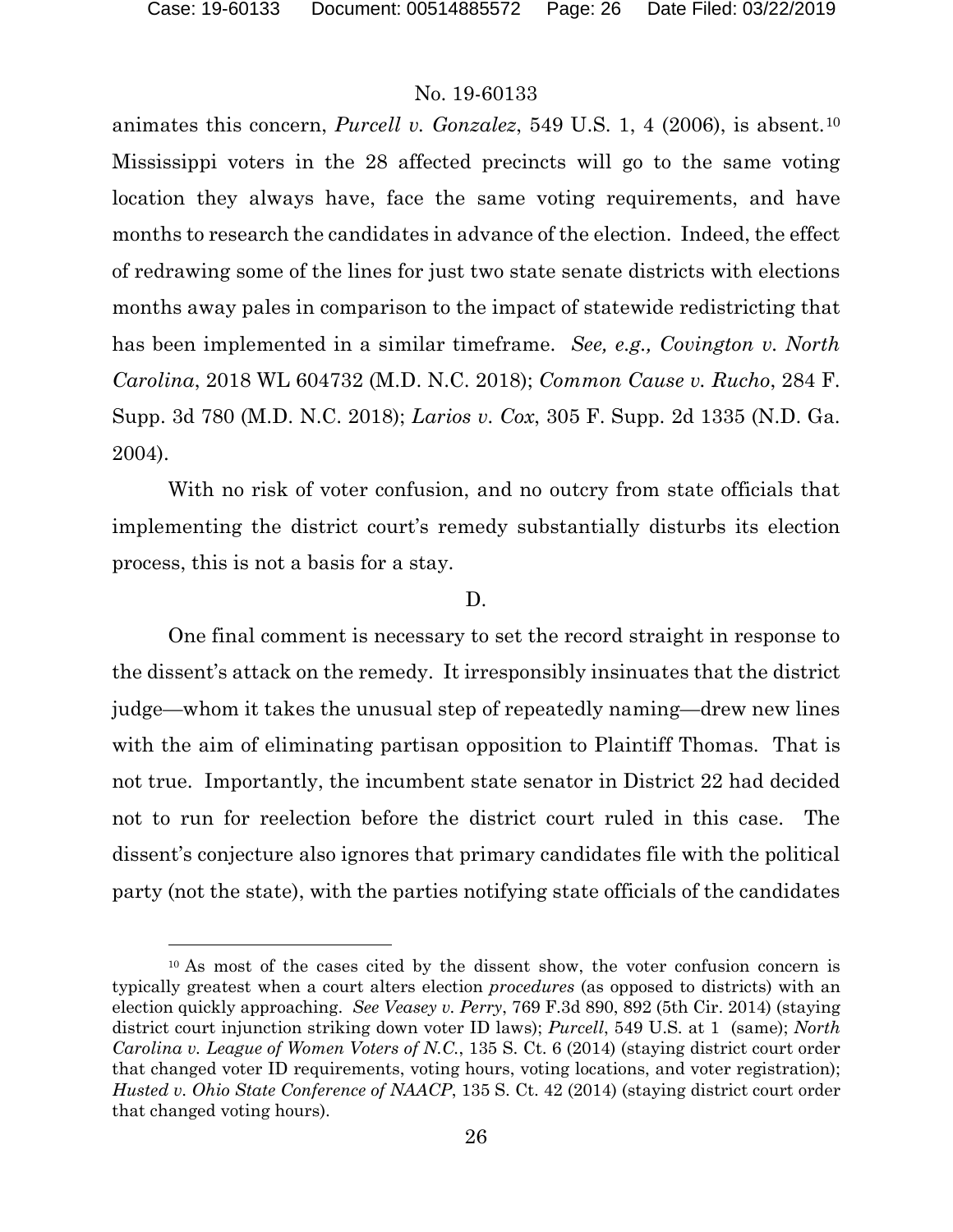animates this concern, *Purcell v. Gonzalez*, 549 U.S. 1, 4 (2006), is absent.[10] Mississippi voters in the 28 affected precincts will go to the same voting location they always have, face the same voting requirements, and have months to research the candidates in advance of the election. Indeed, the effect of redrawing some of the lines for just two state senate districts with elections months away pales in comparison to the impact of statewide redistricting that has been implemented in a similar timeframe. *See, e.g., Covington v. North Carolina*, 2018 WL 604732 (M.D. N.C. 2018); *Common Cause v. Rucho*, 284 F. Supp. 3d 780 (M.D. N.C. 2018); *Larios v. Cox*, 305 F. Supp. 2d 1335 (N.D. Ga. 2004).

With no risk of voter confusion, and no outcry from state officials that implementing the district court's remedy substantially disturbs its election process, this is not a basis for a stay.

D.

One final comment is necessary to set the record straight in response to the dissent's attack on the remedy. It irresponsibly insinuates that the district judge—whom it takes the unusual step of repeatedly naming—drew new lines with the aim of eliminating partisan opposition to Plaintiff Thomas. That is not true. Importantly, the incumbent state senator in District 22 had decided not to run for reelection before the district court ruled in this case. The dissent's conjecture also ignores that primary candidates file with the political party (not the state), with the parties notifying state officials of the candidates

[10] As most of the cases cited by the dissent show, the voter confusion concern is typically greatest when a court alters election *procedures* (as opposed to districts) with an election quickly approaching. *See Veasey v. Perry*, 769 F.3d 890, 892 (5th Cir. 2014) (staying district court injunction striking down voter ID laws); *Purcell*, 549 U.S. at 1 (same); *North Carolina v. League of Women Voters of N.C.*, 135 S. Ct. 6 (2014) (staying district court order that changed voter ID requirements, voting hours, voting locations, and voter registration); *Husted v. Ohio State Conference of NAACP*, 135 S. Ct. 42 (2014) (staying district court order that changed voting hours).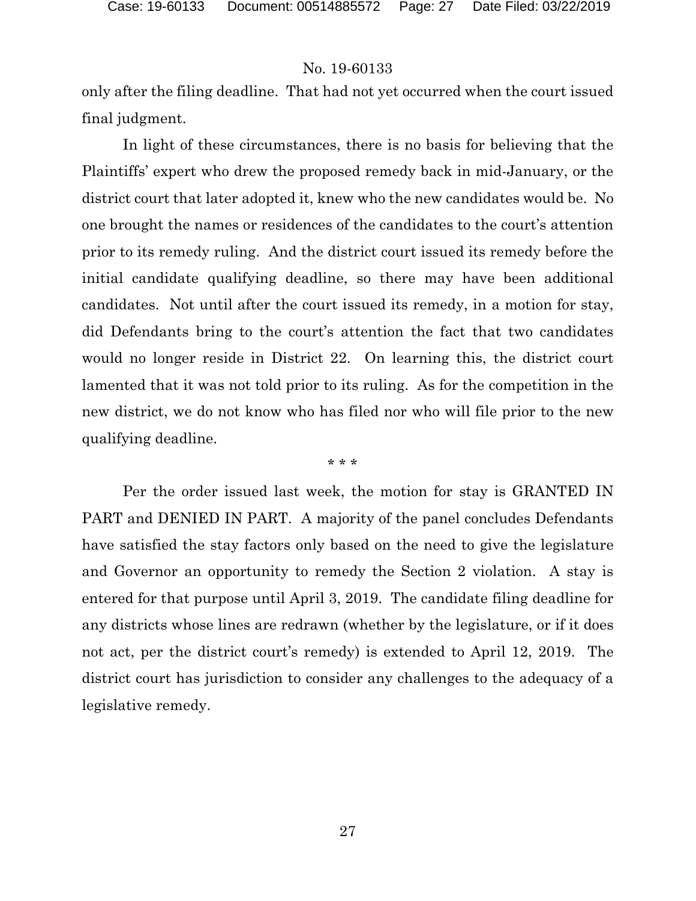only after the filing deadline. That had not yet occurred when the court issued final judgment.

In light of these circumstances, there is no basis for believing that the Plaintiffs' expert who drew the proposed remedy back in mid-January, or the district court that later adopted it, knew who the new candidates would be. No one brought the names or residences of the candidates to the court's attention prior to its remedy ruling. And the district court issued its remedy before the initial candidate qualifying deadline, so there may have been additional candidates. Not until after the court issued its remedy, in a motion for stay, did Defendants bring to the court's attention the fact that two candidates would no longer reside in District 22. On learning this, the district court lamented that it was not told prior to its ruling. As for the competition in the new district, we do not know who has filed nor who will file prior to the new qualifying deadline.

\* \* \*

Per the order issued last week, the motion for stay is GRANTED IN PART and DENIED IN PART. A majority of the panel concludes Defendants have satisfied the stay factors only based on the need to give the legislature and Governor an opportunity to remedy the Section 2 violation. A stay is entered for that purpose until April 3, 2019. The candidate filing deadline for any districts whose lines are redrawn (whether by the legislature, or if it does not act, per the district court's remedy) is extended to April 12, 2019. The district court has jurisdiction to consider any challenges to the adequacy of a legislative remedy.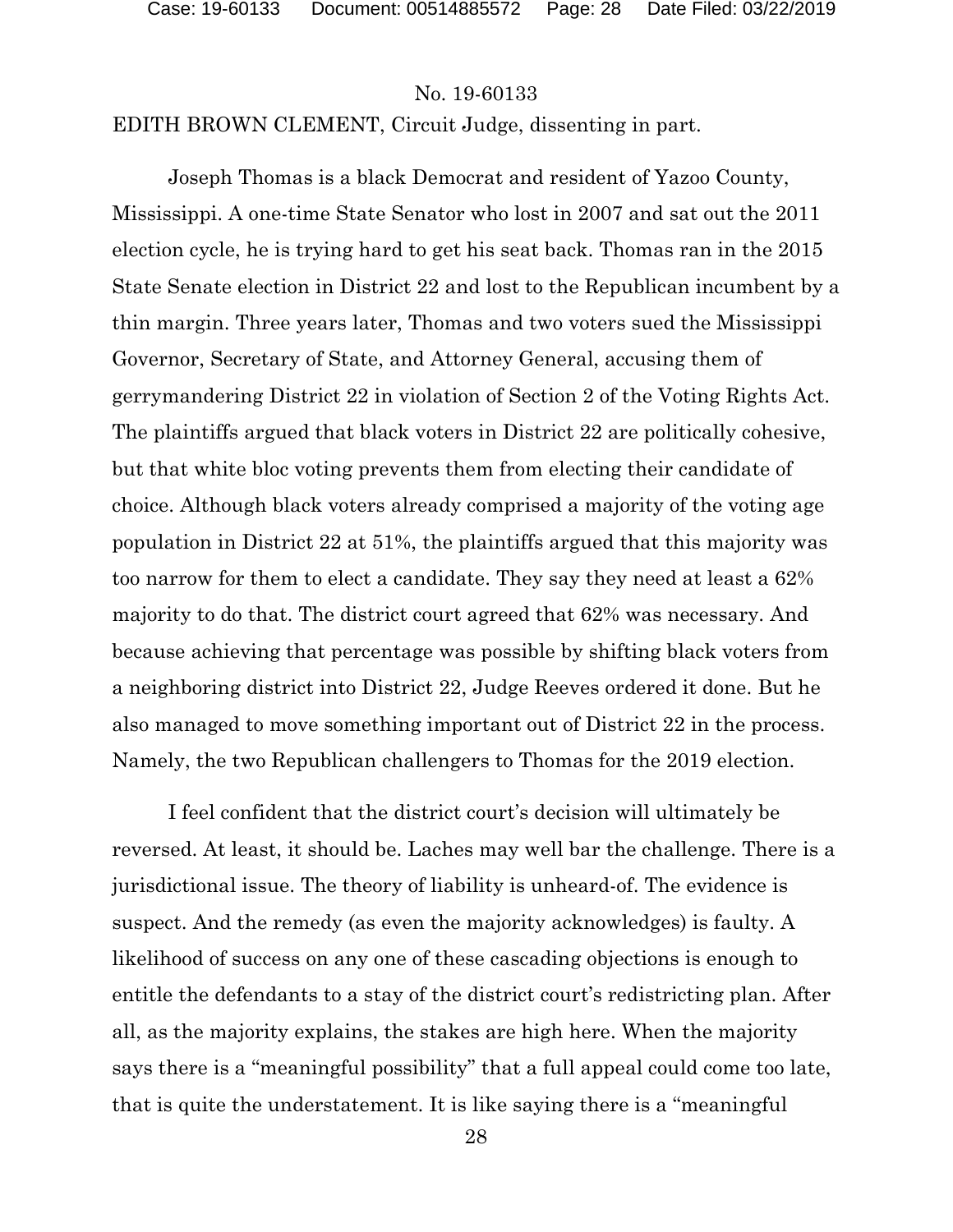No. 19-60133

EDITH BROWN CLEMENT, Circuit Judge, dissenting in part.

Joseph Thomas is a black Democrat and resident of Yazoo County, Mississippi. A one-time State Senator who lost in 2007 and sat out the 2011 election cycle, he is trying hard to get his seat back. Thomas ran in the 2015 State Senate election in District 22 and lost to the Republican incumbent by a thin margin. Three years later, Thomas and two voters sued the Mississippi Governor, Secretary of State, and Attorney General, accusing them of gerrymandering District 22 in violation of Section 2 of the Voting Rights Act. The plaintiffs argued that black voters in District 22 are politically cohesive, but that white bloc voting prevents them from electing their candidate of choice. Although black voters already comprised a majority of the voting age population in District 22 at 51%, the plaintiffs argued that this majority was too narrow for them to elect a candidate. They say they need at least a 62% majority to do that. The district court agreed that 62% was necessary. And because achieving that percentage was possible by shifting black voters from a neighboring district into District 22, Judge Reeves ordered it done. But he also managed to move something important out of District 22 in the process. Namely, the two Republican challengers to Thomas for the 2019 election.

I feel confident that the district court's decision will ultimately be reversed. At least, it should be. Laches may well bar the challenge. There is a jurisdictional issue. The theory of liability is unheard-of. The evidence is suspect. And the remedy (as even the majority acknowledges) is faulty. A likelihood of success on any one of these cascading objections is enough to entitle the defendants to a stay of the district court's redistricting plan. After all, as the majority explains, the stakes are high here. When the majority says there is a "meaningful possibility" that a full appeal could come too late, that is quite the understatement. It is like saying there is a "meaningful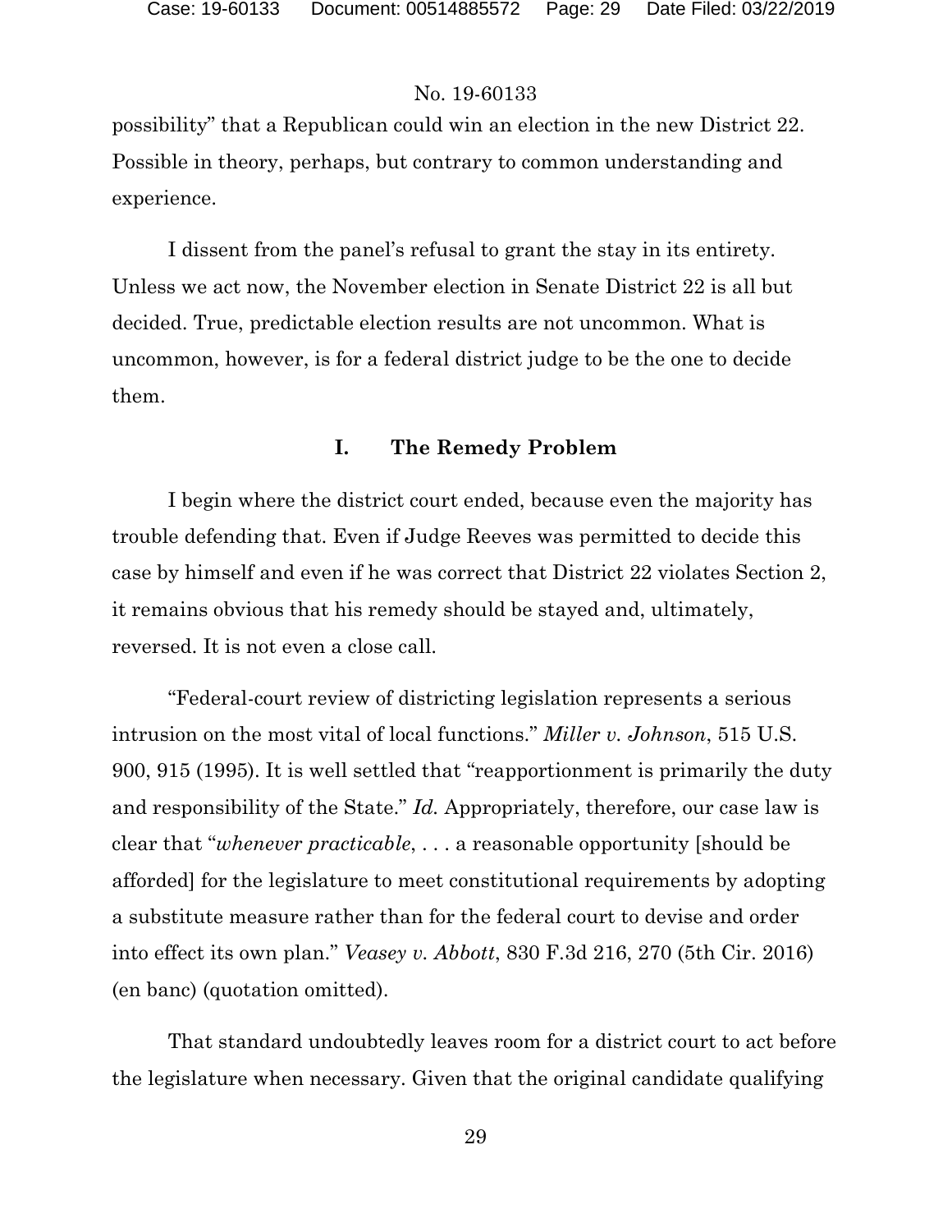possibility" that a Republican could win an election in the new District 22. Possible in theory, perhaps, but contrary to common understanding and experience.

I dissent from the panel's refusal to grant the stay in its entirety. Unless we act now, the November election in Senate District 22 is all but decided. True, predictable election results are not uncommon. What is uncommon, however, is for a federal district judge to be the one to decide them.

## I. The Remedy Problem

I begin where the district court ended, because even the majority has trouble defending that. Even if Judge Reeves was permitted to decide this case by himself and even if he was correct that District 22 violates Section 2, it remains obvious that his remedy should be stayed and, ultimately, reversed. It is not even a close call.

"Federal-court review of districting legislation represents a serious intrusion on the most vital of local functions." *Miller v. Johnson*, 515 U.S. 900, 915 (1995). It is well settled that "reapportionment is primarily the duty and responsibility of the State." *Id.* Appropriately, therefore, our case law is clear that "*whenever practicable*, . . . a reasonable opportunity [should be afforded] for the legislature to meet constitutional requirements by adopting a substitute measure rather than for the federal court to devise and order into effect its own plan." *Veasey v. Abbott*, 830 F.3d 216, 270 (5th Cir. 2016) (en banc) (quotation omitted).

That standard undoubtedly leaves room for a district court to act before the legislature when necessary. Given that the original candidate qualifying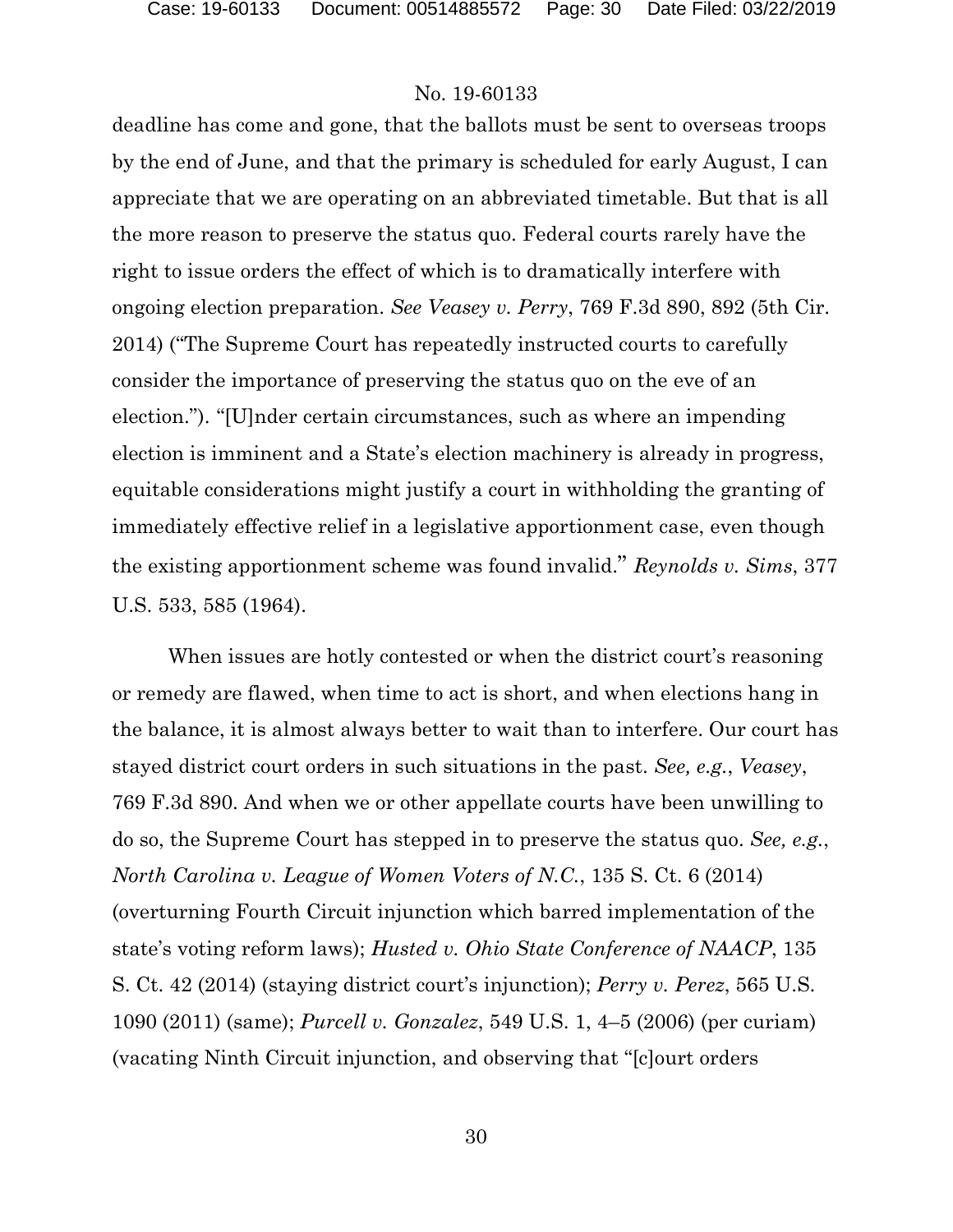deadline has come and gone, that the ballots must be sent to overseas troops by the end of June, and that the primary is scheduled for early August, I can appreciate that we are operating on an abbreviated timetable. But that is all the more reason to preserve the status quo. Federal courts rarely have the right to issue orders the effect of which is to dramatically interfere with ongoing election preparation. *See Veasey v. Perry*, 769 F.3d 890, 892 (5th Cir. 2014) ("The Supreme Court has repeatedly instructed courts to carefully consider the importance of preserving the status quo on the eve of an election."). "[U]nder certain circumstances, such as where an impending election is imminent and a State's election machinery is already in progress, equitable considerations might justify a court in withholding the granting of immediately effective relief in a legislative apportionment case, even though the existing apportionment scheme was found invalid." *Reynolds v. Sims*, 377 U.S. 533, 585 (1964).

When issues are hotly contested or when the district court's reasoning or remedy are flawed, when time to act is short, and when elections hang in the balance, it is almost always better to wait than to interfere. Our court has stayed district court orders in such situations in the past. *See, e.g.*, *Veasey*, 769 F.3d 890. And when we or other appellate courts have been unwilling to do so, the Supreme Court has stepped in to preserve the status quo. *See, e.g.*, *North Carolina v. League of Women Voters of N.C.*, 135 S. Ct. 6 (2014) (overturning Fourth Circuit injunction which barred implementation of the state's voting reform laws); *Husted v. Ohio State Conference of NAACP*, 135 S. Ct. 42 (2014) (staying district court's injunction); *Perry v. Perez*, 565 U.S. 1090 (2011) (same); *Purcell v. Gonzalez*, 549 U.S. 1, 4–5 (2006) (per curiam) (vacating Ninth Circuit injunction, and observing that "[c]ourt orders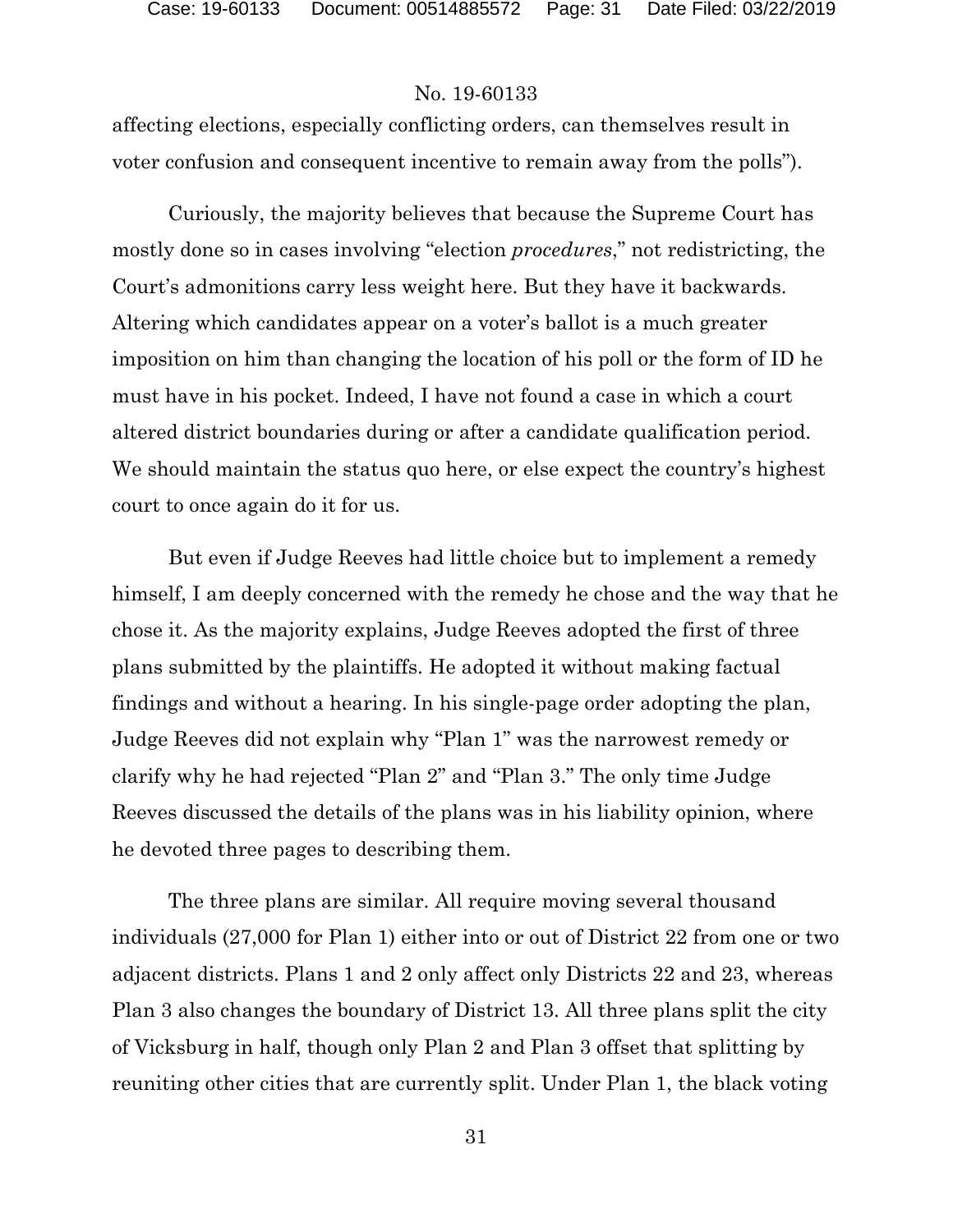affecting elections, especially conflicting orders, can themselves result in voter confusion and consequent incentive to remain away from the polls").

Curiously, the majority believes that because the Supreme Court has mostly done so in cases involving "election *procedures*," not redistricting, the Court's admonitions carry less weight here. But they have it backwards. Altering which candidates appear on a voter's ballot is a much greater imposition on him than changing the location of his poll or the form of ID he must have in his pocket. Indeed, I have not found a case in which a court altered district boundaries during or after a candidate qualification period. We should maintain the status quo here, or else expect the country's highest court to once again do it for us.

But even if Judge Reeves had little choice but to implement a remedy himself, I am deeply concerned with the remedy he chose and the way that he chose it. As the majority explains, Judge Reeves adopted the first of three plans submitted by the plaintiffs. He adopted it without making factual findings and without a hearing. In his single-page order adopting the plan, Judge Reeves did not explain why "Plan 1" was the narrowest remedy or clarify why he had rejected "Plan 2" and "Plan 3." The only time Judge Reeves discussed the details of the plans was in his liability opinion, where he devoted three pages to describing them.

The three plans are similar. All require moving several thousand individuals (27,000 for Plan 1) either into or out of District 22 from one or two adjacent districts. Plans 1 and 2 only affect only Districts 22 and 23, whereas Plan 3 also changes the boundary of District 13. All three plans split the city of Vicksburg in half, though only Plan 2 and Plan 3 offset that splitting by reuniting other cities that are currently split. Under Plan 1, the black voting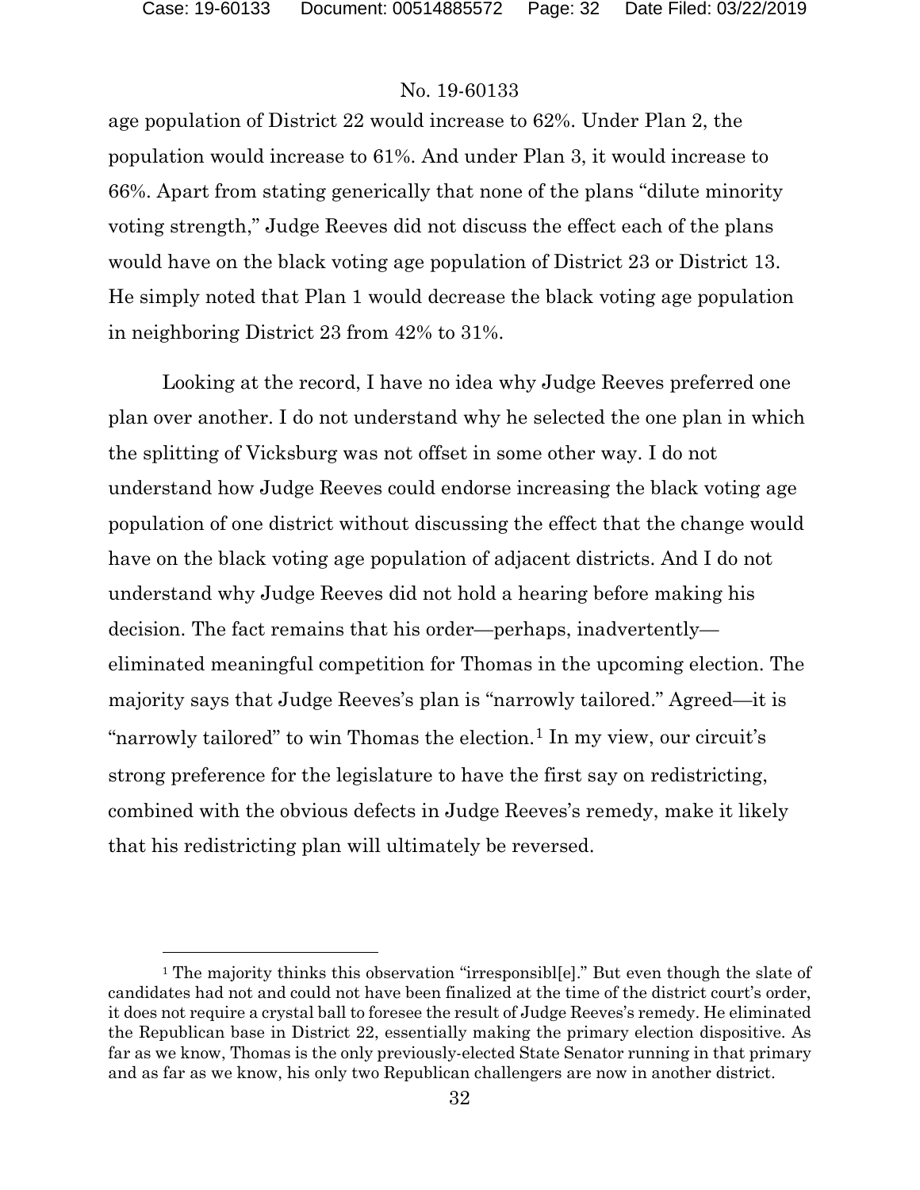age population of District 22 would increase to 62%. Under Plan 2, the population would increase to 61%. And under Plan 3, it would increase to 66%. Apart from stating generically that none of the plans "dilute minority voting strength," Judge Reeves did not discuss the effect each of the plans would have on the black voting age population of District 23 or District 13. He simply noted that Plan 1 would decrease the black voting age population in neighboring District 23 from 42% to 31%.

Looking at the record, I have no idea why Judge Reeves preferred one plan over another. I do not understand why he selected the one plan in which the splitting of Vicksburg was not offset in some other way. I do not understand how Judge Reeves could endorse increasing the black voting age population of one district without discussing the effect that the change would have on the black voting age population of adjacent districts. And I do not understand why Judge Reeves did not hold a hearing before making his decision. The fact remains that his order—perhaps, inadvertently—eliminated meaningful competition for Thomas in the upcoming election. The majority says that Judge Reeves's plan is "narrowly tailored." Agreed—it is "narrowly tailored" to win Thomas the election.[1] In my view, our circuit's strong preference for the legislature to have the first say on redistricting, combined with the obvious defects in Judge Reeves's remedy, make it likely that his redistricting plan will ultimately be reversed.

[1] The majority thinks this observation "irresponsibl[e]." But even though the slate of candidates had not and could not have been finalized at the time of the district court's order, it does not require a crystal ball to foresee the result of Judge Reeves's remedy. He eliminated the Republican base in District 22, essentially making the primary election dispositive. As far as we know, Thomas is the only previously-elected State Senator running in that primary and as far as we know, his only two Republican challengers are now in another district.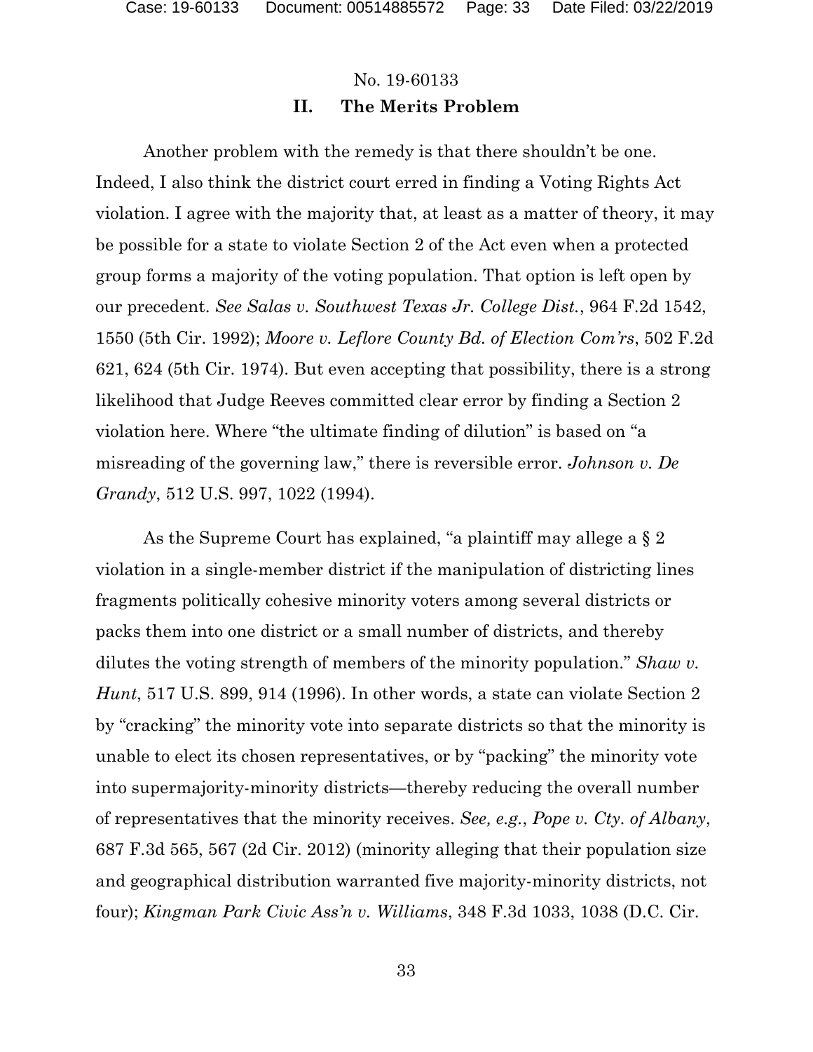No. 19-60133

## II. The Merits Problem

Another problem with the remedy is that there shouldn't be one. Indeed, I also think the district court erred in finding a Voting Rights Act violation. I agree with the majority that, at least as a matter of theory, it may be possible for a state to violate Section 2 of the Act even when a protected group forms a majority of the voting population. That option is left open by our precedent. *See Salas v. Southwest Texas Jr. College Dist.*, 964 F.2d 1542, 1550 (5th Cir. 1992); *Moore v. Leflore County Bd. of Election Com'rs*, 502 F.2d 621, 624 (5th Cir. 1974). But even accepting that possibility, there is a strong likelihood that Judge Reeves committed clear error by finding a Section 2 violation here. Where "the ultimate finding of dilution" is based on "a misreading of the governing law," there is reversible error. *Johnson v. De Grandy*, 512 U.S. 997, 1022 (1994).

As the Supreme Court has explained, "a plaintiff may allege a § 2 violation in a single-member district if the manipulation of districting lines fragments politically cohesive minority voters among several districts or packs them into one district or a small number of districts, and thereby dilutes the voting strength of members of the minority population." *Shaw v. Hunt*, 517 U.S. 899, 914 (1996). In other words, a state can violate Section 2 by "cracking" the minority vote into separate districts so that the minority is unable to elect its chosen representatives, or by "packing" the minority vote into supermajority-minority districts—thereby reducing the overall number of representatives that the minority receives. *See, e.g.*, *Pope v. Cty. of Albany*, 687 F.3d 565, 567 (2d Cir. 2012) (minority alleging that their population size and geographical distribution warranted five majority-minority districts, not four); *Kingman Park Civic Ass'n v. Williams*, 348 F.3d 1033, 1038 (D.C. Cir.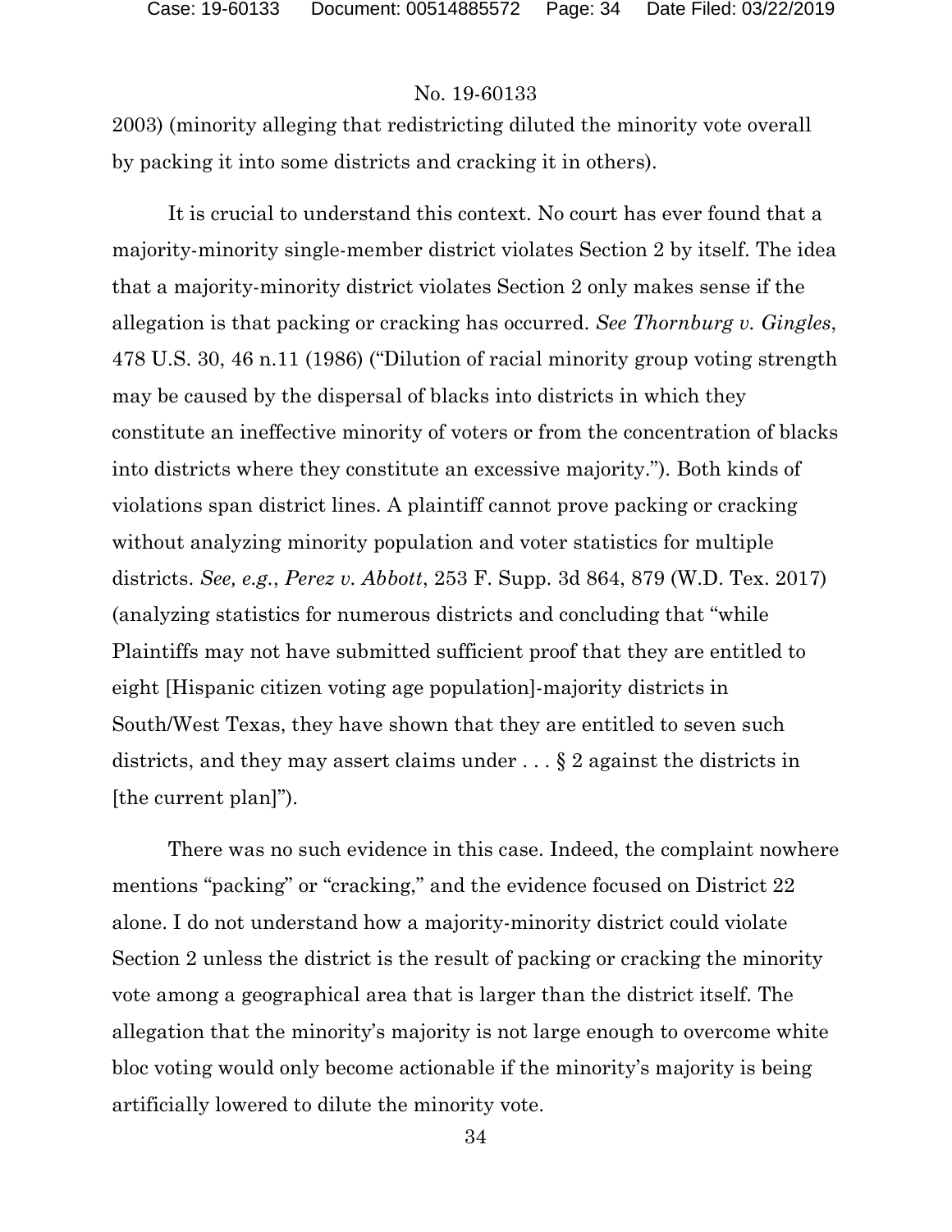2003) (minority alleging that redistricting diluted the minority vote overall by packing it into some districts and cracking it in others).

It is crucial to understand this context. No court has ever found that a majority-minority single-member district violates Section 2 by itself. The idea that a majority-minority district violates Section 2 only makes sense if the allegation is that packing or cracking has occurred. *See Thornburg v. Gingles*, 478 U.S. 30, 46 n.11 (1986) ("Dilution of racial minority group voting strength may be caused by the dispersal of blacks into districts in which they constitute an ineffective minority of voters or from the concentration of blacks into districts where they constitute an excessive majority."). Both kinds of violations span district lines. A plaintiff cannot prove packing or cracking without analyzing minority population and voter statistics for multiple districts. *See, e.g.*, *Perez v. Abbott*, 253 F. Supp. 3d 864, 879 (W.D. Tex. 2017) (analyzing statistics for numerous districts and concluding that "while Plaintiffs may not have submitted sufficient proof that they are entitled to eight [Hispanic citizen voting age population]-majority districts in South/West Texas, they have shown that they are entitled to seven such districts, and they may assert claims under . . . § 2 against the districts in [the current plan]").

There was no such evidence in this case. Indeed, the complaint nowhere mentions "packing" or "cracking," and the evidence focused on District 22 alone. I do not understand how a majority-minority district could violate Section 2 unless the district is the result of packing or cracking the minority vote among a geographical area that is larger than the district itself. The allegation that the minority's majority is not large enough to overcome white bloc voting would only become actionable if the minority's majority is being artificially lowered to dilute the minority vote.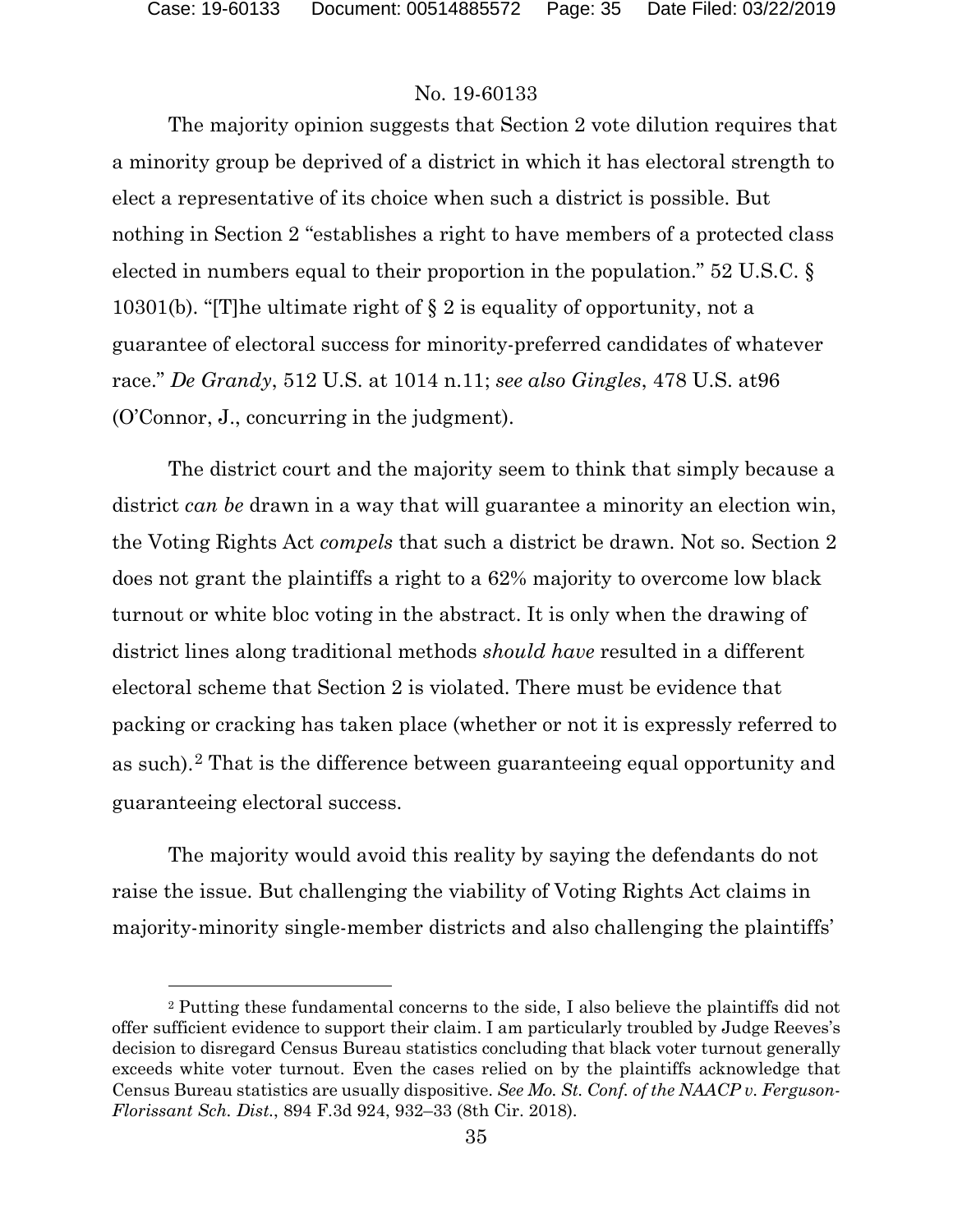The majority opinion suggests that Section 2 vote dilution requires that a minority group be deprived of a district in which it has electoral strength to elect a representative of its choice when such a district is possible. But nothing in Section 2 "establishes a right to have members of a protected class elected in numbers equal to their proportion in the population." 52 U.S.C. § 10301(b). "[T]he ultimate right of § 2 is equality of opportunity, not a guarantee of electoral success for minority-preferred candidates of whatever race." *De Grandy*, 512 U.S. at 1014 n.11; *see also Gingles*, 478 U.S. at96 (O'Connor, J., concurring in the judgment).

The district court and the majority seem to think that simply because a district *can be* drawn in a way that will guarantee a minority an election win, the Voting Rights Act *compels* that such a district be drawn. Not so. Section 2 does not grant the plaintiffs a right to a 62% majority to overcome low black turnout or white bloc voting in the abstract. It is only when the drawing of district lines along traditional methods *should have* resulted in a different electoral scheme that Section 2 is violated. There must be evidence that packing or cracking has taken place (whether or not it is expressly referred to as such).[2] That is the difference between guaranteeing equal opportunity and guaranteeing electoral success.

The majority would avoid this reality by saying the defendants do not raise the issue. But challenging the viability of Voting Rights Act claims in majority-minority single-member districts and also challenging the plaintiffs'

[2] Putting these fundamental concerns to the side, I also believe the plaintiffs did not offer sufficient evidence to support their claim. I am particularly troubled by Judge Reeves's decision to disregard Census Bureau statistics concluding that black voter turnout generally exceeds white voter turnout. Even the cases relied on by the plaintiffs acknowledge that Census Bureau statistics are usually dispositive. *See Mo. St. Conf. of the NAACP v. Ferguson-Florissant Sch. Dist.*, 894 F.3d 924, 932–33 (8th Cir. 2018).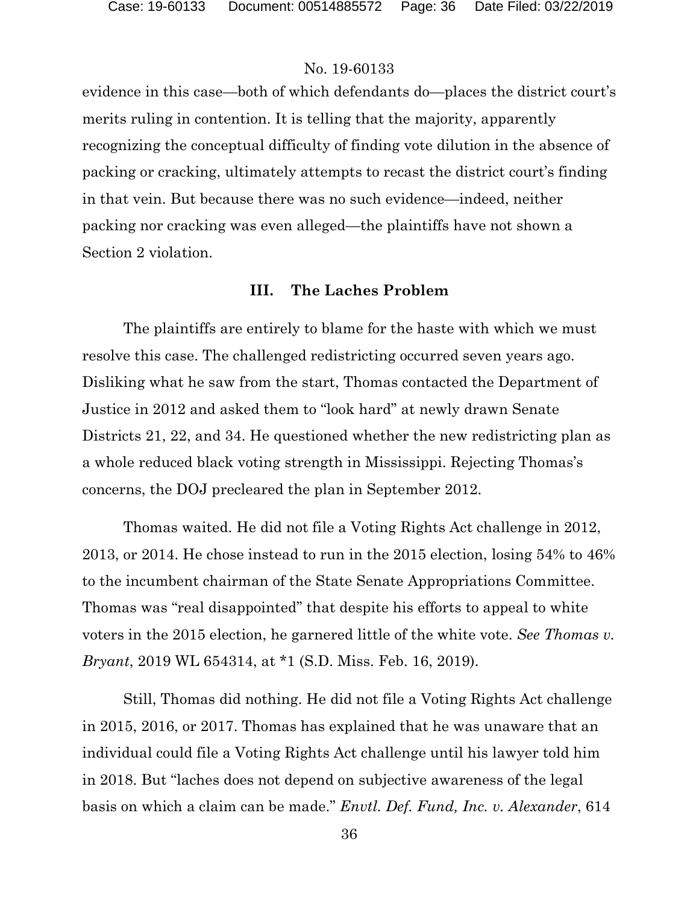evidence in this case—both of which defendants do—places the district court's merits ruling in contention. It is telling that the majority, apparently recognizing the conceptual difficulty of finding vote dilution in the absence of packing or cracking, ultimately attempts to recast the district court's finding in that vein. But because there was no such evidence—indeed, neither packing nor cracking was even alleged—the plaintiffs have not shown a Section 2 violation.

### III. The Laches Problem

The plaintiffs are entirely to blame for the haste with which we must resolve this case. The challenged redistricting occurred seven years ago. Disliking what he saw from the start, Thomas contacted the Department of Justice in 2012 and asked them to "look hard" at newly drawn Senate Districts 21, 22, and 34. He questioned whether the new redistricting plan as a whole reduced black voting strength in Mississippi. Rejecting Thomas's concerns, the DOJ precleared the plan in September 2012.

Thomas waited. He did not file a Voting Rights Act challenge in 2012, 2013, or 2014. He chose instead to run in the 2015 election, losing 54% to 46% to the incumbent chairman of the State Senate Appropriations Committee. Thomas was "real disappointed" that despite his efforts to appeal to white voters in the 2015 election, he garnered little of the white vote. *See Thomas v. Bryant*, 2019 WL 654314, at *1 (S.D. Miss. Feb. 16, 2019).

Still, Thomas did nothing. He did not file a Voting Rights Act challenge in 2015, 2016, or 2017. Thomas has explained that he was unaware that an individual could file a Voting Rights Act challenge until his lawyer told him in 2018. But "laches does not depend on subjective awareness of the legal basis on which a claim can be made." *Envtl. Def. Fund, Inc. v. Alexander*, 614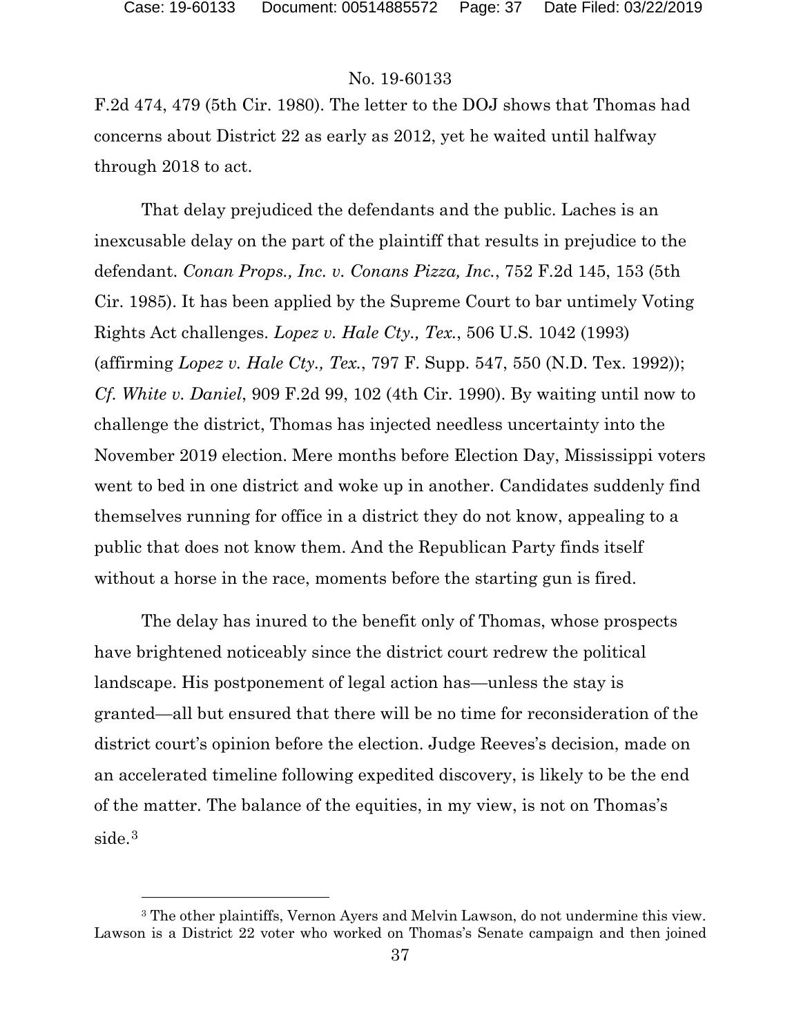F.2d 474, 479 (5th Cir. 1980). The letter to the DOJ shows that Thomas had concerns about District 22 as early as 2012, yet he waited until halfway through 2018 to act.

That delay prejudiced the defendants and the public. Laches is an inexcusable delay on the part of the plaintiff that results in prejudice to the defendant. *Conan Props., Inc. v. Conans Pizza, Inc.*, 752 F.2d 145, 153 (5th Cir. 1985). It has been applied by the Supreme Court to bar untimely Voting Rights Act challenges. *Lopez v. Hale Cty., Tex.*, 506 U.S. 1042 (1993) (affirming *Lopez v. Hale Cty., Tex.*, 797 F. Supp. 547, 550 (N.D. Tex. 1992)); *Cf. White v. Daniel*, 909 F.2d 99, 102 (4th Cir. 1990). By waiting until now to challenge the district, Thomas has injected needless uncertainty into the November 2019 election. Mere months before Election Day, Mississippi voters went to bed in one district and woke up in another. Candidates suddenly find themselves running for office in a district they do not know, appealing to a public that does not know them. And the Republican Party finds itself without a horse in the race, moments before the starting gun is fired.

The delay has inured to the benefit only of Thomas, whose prospects have brightened noticeably since the district court redrew the political landscape. His postponement of legal action has—unless the stay is granted—all but ensured that there will be no time for reconsideration of the district court's opinion before the election. Judge Reeves's decision, made on an accelerated timeline following expedited discovery, is likely to be the end of the matter. The balance of the equities, in my view, is not on Thomas's side.[3]

[3] The other plaintiffs, Vernon Ayers and Melvin Lawson, do not undermine this view. Lawson is a District 22 voter who worked on Thomas's Senate campaign and then joined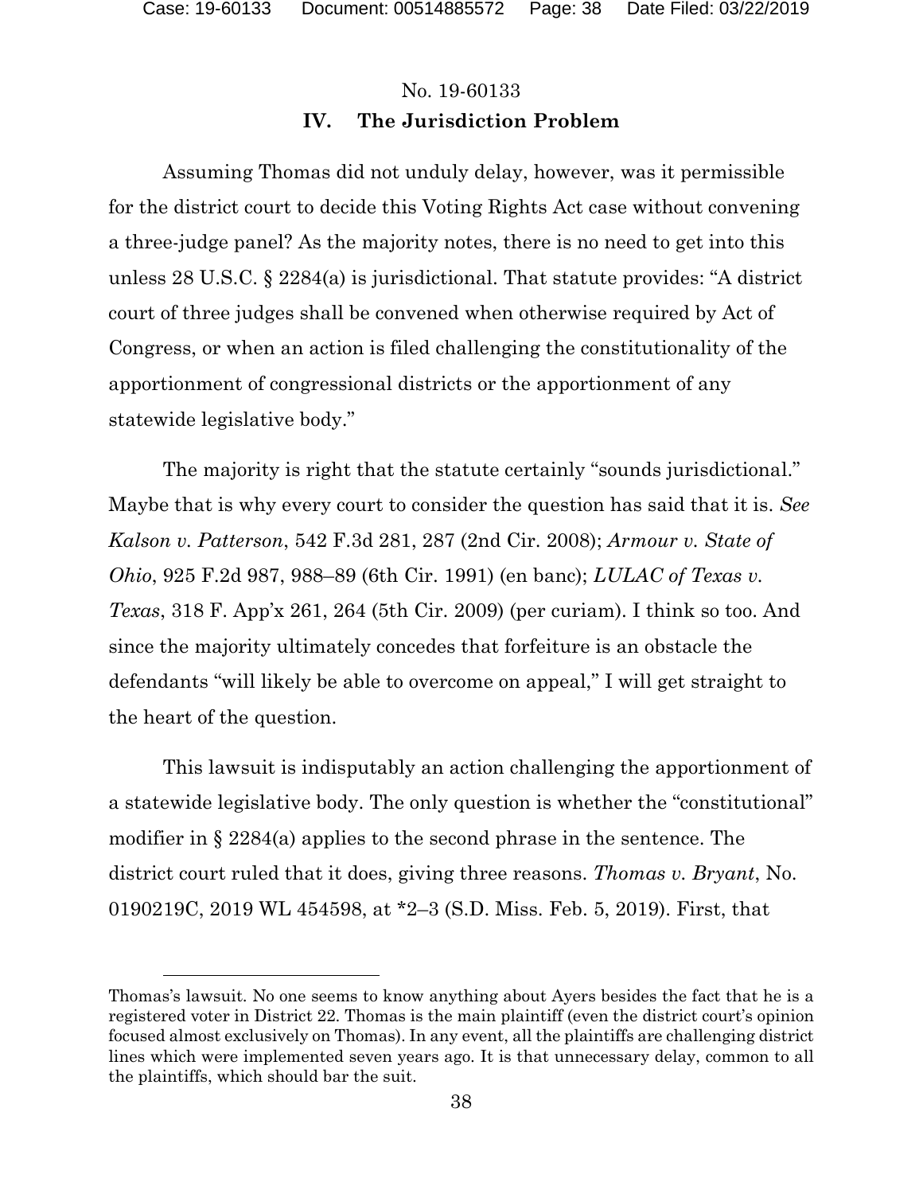No. 19-60133

## IV. The Jurisdiction Problem

Assuming Thomas did not unduly delay, however, was it permissible for the district court to decide this Voting Rights Act case without convening a three-judge panel? As the majority notes, there is no need to get into this unless 28 U.S.C. § 2284(a) is jurisdictional. That statute provides: "A district court of three judges shall be convened when otherwise required by Act of Congress, or when an action is filed challenging the constitutionality of the apportionment of congressional districts or the apportionment of any statewide legislative body."

The majority is right that the statute certainly "sounds jurisdictional." Maybe that is why every court to consider the question has said that it is. *See Kalson v. Patterson*, 542 F.3d 281, 287 (2nd Cir. 2008); *Armour v. State of Ohio*, 925 F.2d 987, 988–89 (6th Cir. 1991) (en banc); *LULAC of Texas v. Texas*, 318 F. App'x 261, 264 (5th Cir. 2009) (per curiam). I think so too. And since the majority ultimately concedes that forfeiture is an obstacle the defendants "will likely be able to overcome on appeal," I will get straight to the heart of the question.

This lawsuit is indisputably an action challenging the apportionment of a statewide legislative body. The only question is whether the "constitutional" modifier in § 2284(a) applies to the second phrase in the sentence. The district court ruled that it does, giving three reasons. *Thomas v. Bryant*, No. 0190219C, 2019 WL 454598, at *2–3 (S.D. Miss. Feb. 5, 2019). First, that

---

Thomas's lawsuit. No one seems to know anything about Ayers besides the fact that he is a registered voter in District 22. Thomas is the main plaintiff (even the district court's opinion focused almost exclusively on Thomas). In any event, all the plaintiffs are challenging district lines which were implemented seven years ago. It is that unnecessary delay, common to all the plaintiffs, which should bar the suit.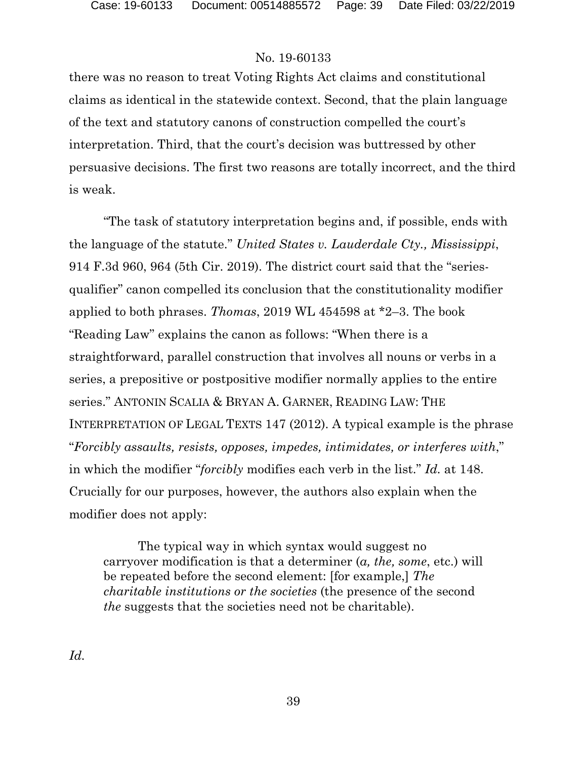there was no reason to treat Voting Rights Act claims and constitutional claims as identical in the statewide context. Second, that the plain language of the text and statutory canons of construction compelled the court's interpretation. Third, that the court's decision was buttressed by other persuasive decisions. The first two reasons are totally incorrect, and the third is weak.

"The task of statutory interpretation begins and, if possible, ends with the language of the statute." *United States v. Lauderdale Cty., Mississippi*, 914 F.3d 960, 964 (5th Cir. 2019). The district court said that the "series-qualifier" canon compelled its conclusion that the constitutionality modifier applied to both phrases. *Thomas*, 2019 WL 454598 at *2–3. The book "Reading Law" explains the canon as follows: "When there is a straightforward, parallel construction that involves all nouns or verbs in a series, a prepositive or postpositive modifier normally applies to the entire series." ANTONIN SCALIA & BRYAN A. GARNER, READING LAW: THE INTERPRETATION OF LEGAL TEXTS 147 (2012). A typical example is the phrase "*Forcibly assaults, resists, opposes, impedes, intimidates, or interferes with*," in which the modifier "*forcibly* modifies each verb in the list." *Id.* at 148. Crucially for our purposes, however, the authors also explain when the modifier does not apply:

> The typical way in which syntax would suggest no carryover modification is that a determiner (*a, the, some*, etc.) will be repeated before the second element: [for example,] *The charitable institutions or the societies* (the presence of the second *the* suggests that the societies need not be charitable).

*Id.*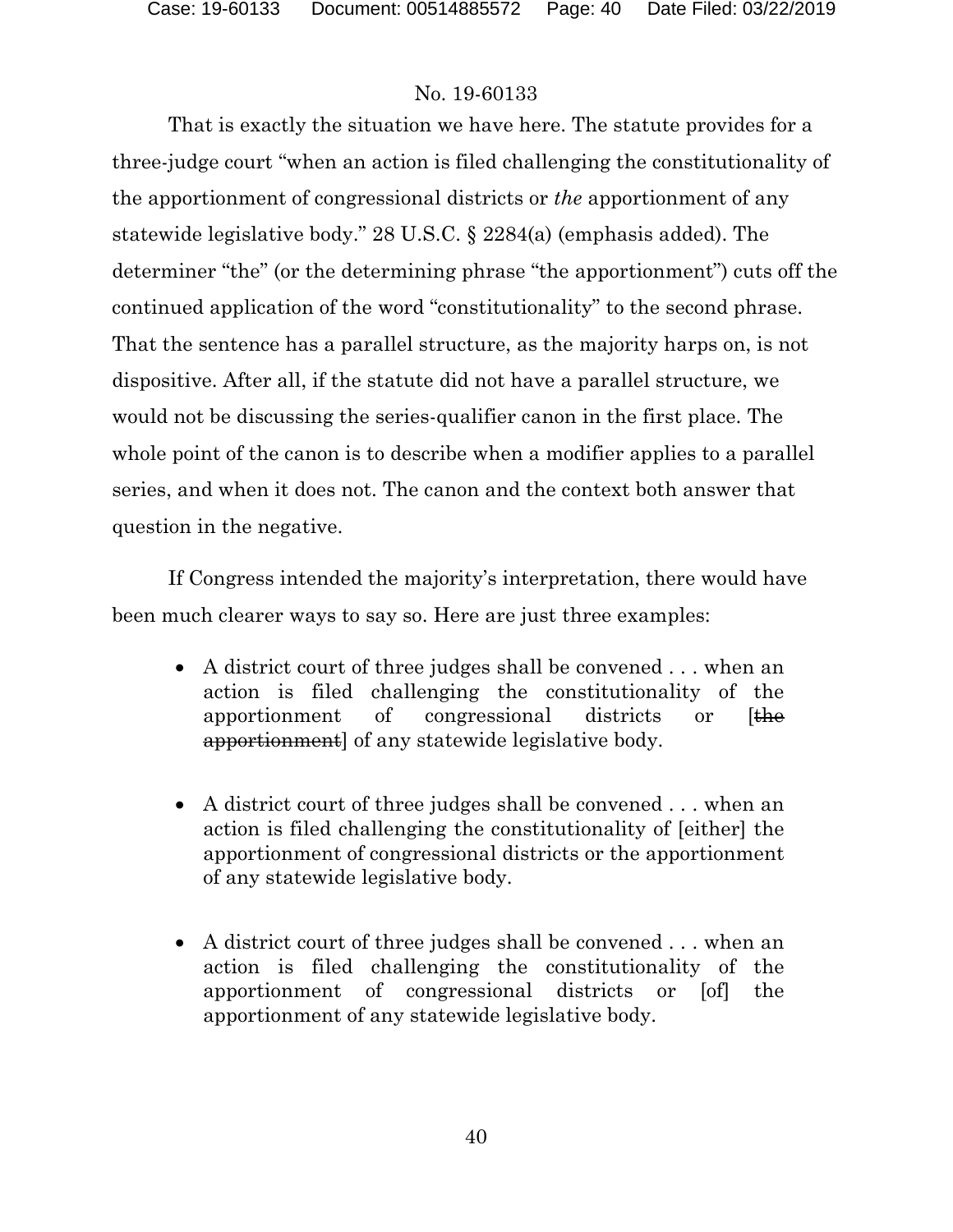That is exactly the situation we have here. The statute provides for a three-judge court "when an action is filed challenging the constitutionality of the apportionment of congressional districts or *the* apportionment of any statewide legislative body." 28 U.S.C. § 2284(a) (emphasis added). The determiner "the" (or the determining phrase "the apportionment") cuts off the continued application of the word "constitutionality" to the second phrase. That the sentence has a parallel structure, as the majority harps on, is not dispositive. After all, if the statute did not have a parallel structure, we would not be discussing the series-qualifier canon in the first place. The whole point of the canon is to describe when a modifier applies to a parallel series, and when it does not. The canon and the context both answer that question in the negative.

If Congress intended the majority's interpretation, there would have been much clearer ways to say so. Here are just three examples:

- A district court of three judges shall be convened . . . when an action is filed challenging the constitutionality of the apportionment of congressional districts or [~~the apportionment~~] of any statewide legislative body.

- A district court of three judges shall be convened . . . when an action is filed challenging the constitutionality of [either] the apportionment of congressional districts or the apportionment of any statewide legislative body.

- A district court of three judges shall be convened . . . when an action is filed challenging the constitutionality of the apportionment of congressional districts or [of] the apportionment of any statewide legislative body.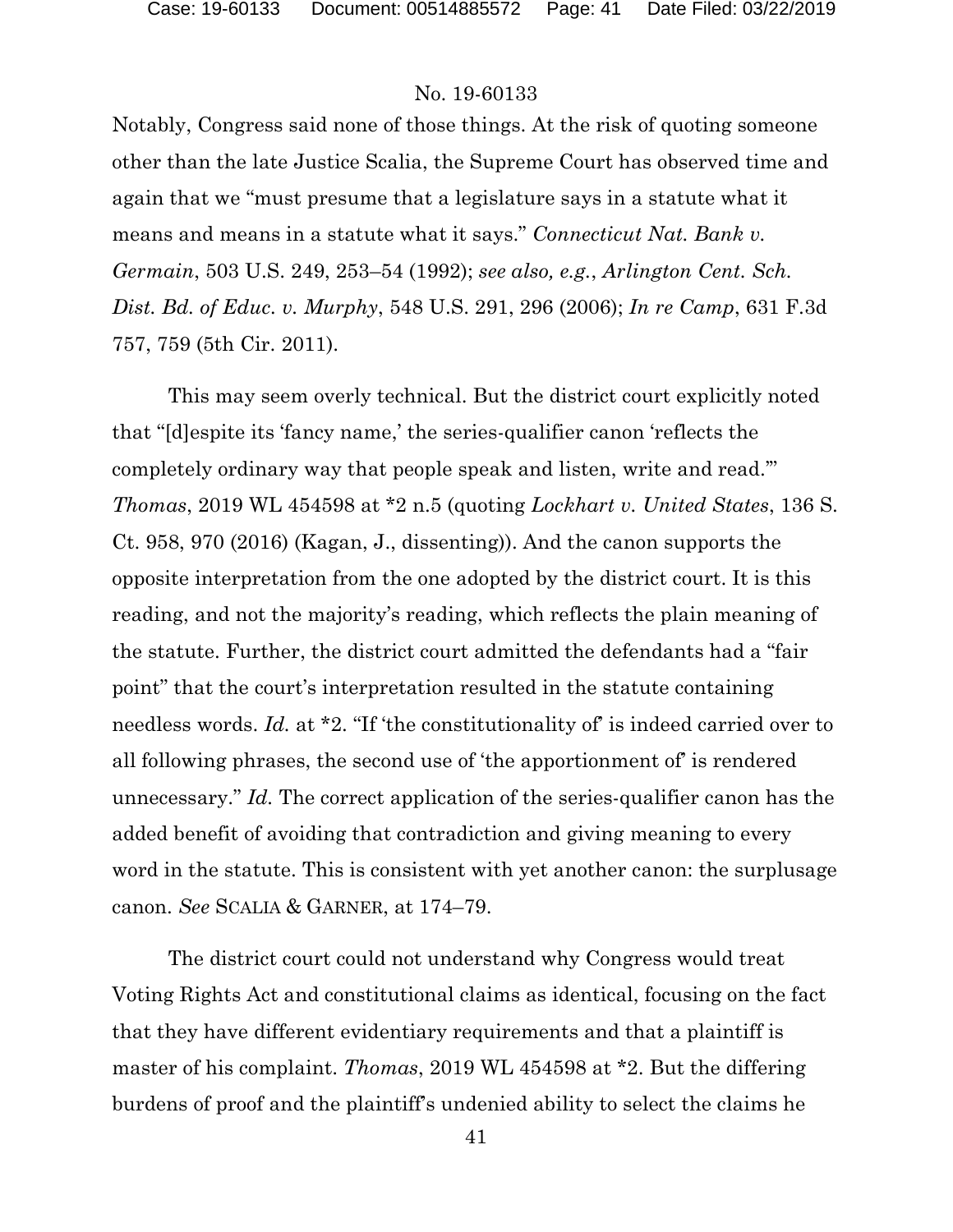Notably, Congress said none of those things. At the risk of quoting someone other than the late Justice Scalia, the Supreme Court has observed time and again that we "must presume that a legislature says in a statute what it means and means in a statute what it says." *Connecticut Nat. Bank v. Germain*, 503 U.S. 249, 253–54 (1992); *see also, e.g.*, *Arlington Cent. Sch. Dist. Bd. of Educ. v. Murphy*, 548 U.S. 291, 296 (2006); *In re Camp*, 631 F.3d 757, 759 (5th Cir. 2011).

This may seem overly technical. But the district court explicitly noted that "[d]espite its 'fancy name,' the series-qualifier canon 'reflects the completely ordinary way that people speak and listen, write and read.'" *Thomas*, 2019 WL 454598 at *2 n.5 (quoting *Lockhart v. United States*, 136 S. Ct. 958, 970 (2016) (Kagan, J., dissenting)). And the canon supports the opposite interpretation from the one adopted by the district court. It is this reading, and not the majority's reading, which reflects the plain meaning of the statute. Further, the district court admitted the defendants had a "fair point" that the court's interpretation resulted in the statute containing needless words. *Id.* at *2. "If 'the constitutionality of' is indeed carried over to all following phrases, the second use of 'the apportionment of' is rendered unnecessary." *Id.* The correct application of the series-qualifier canon has the added benefit of avoiding that contradiction and giving meaning to every word in the statute. This is consistent with yet another canon: the surplusage canon. *See* SCALIA & GARNER, at 174–79.

The district court could not understand why Congress would treat Voting Rights Act and constitutional claims as identical, focusing on the fact that they have different evidentiary requirements and that a plaintiff is master of his complaint. *Thomas*, 2019 WL 454598 at *2. But the differing burdens of proof and the plaintiff's undenied ability to select the claims he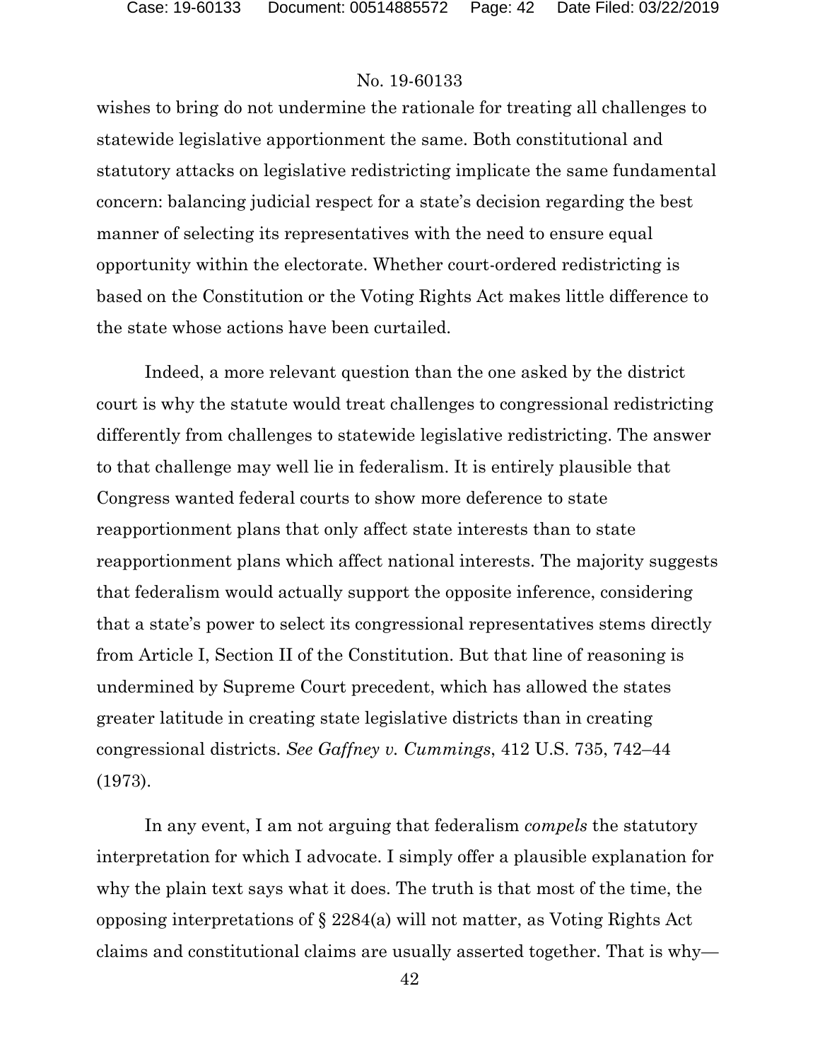wishes to bring do not undermine the rationale for treating all challenges to statewide legislative apportionment the same. Both constitutional and statutory attacks on legislative redistricting implicate the same fundamental concern: balancing judicial respect for a state's decision regarding the best manner of selecting its representatives with the need to ensure equal opportunity within the electorate. Whether court-ordered redistricting is based on the Constitution or the Voting Rights Act makes little difference to the state whose actions have been curtailed.

Indeed, a more relevant question than the one asked by the district court is why the statute would treat challenges to congressional redistricting differently from challenges to statewide legislative redistricting. The answer to that challenge may well lie in federalism. It is entirely plausible that Congress wanted federal courts to show more deference to state reapportionment plans that only affect state interests than to state reapportionment plans which affect national interests. The majority suggests that federalism would actually support the opposite inference, considering that a state's power to select its congressional representatives stems directly from Article I, Section II of the Constitution. But that line of reasoning is undermined by Supreme Court precedent, which has allowed the states greater latitude in creating state legislative districts than in creating congressional districts. *See Gaffney v. Cummings*, 412 U.S. 735, 742–44 (1973).

In any event, I am not arguing that federalism *compels* the statutory interpretation for which I advocate. I simply offer a plausible explanation for why the plain text says what it does. The truth is that most of the time, the opposing interpretations of § 2284(a) will not matter, as Voting Rights Act claims and constitutional claims are usually asserted together. That is why—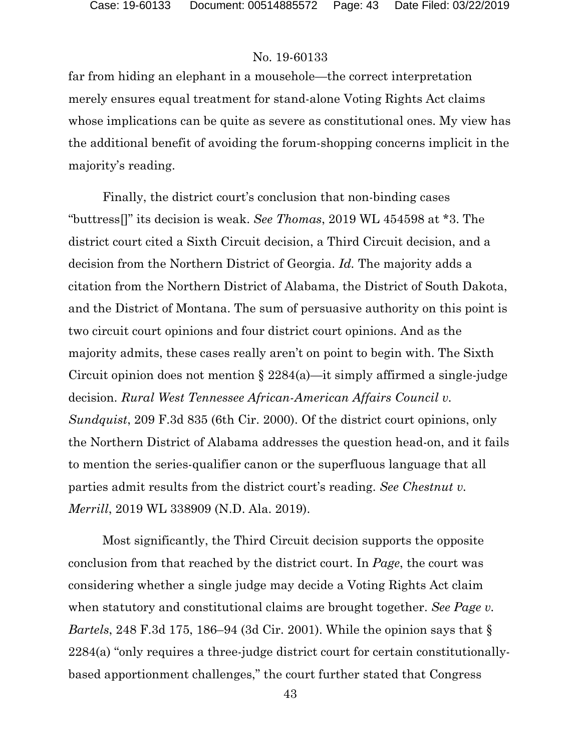far from hiding an elephant in a mousehole—the correct interpretation merely ensures equal treatment for stand-alone Voting Rights Act claims whose implications can be quite as severe as constitutional ones. My view has the additional benefit of avoiding the forum-shopping concerns implicit in the majority's reading.

Finally, the district court's conclusion that non-binding cases "buttress[]" its decision is weak. *See Thomas*, 2019 WL 454598 at *3. The district court cited a Sixth Circuit decision, a Third Circuit decision, and a decision from the Northern District of Georgia. *Id.* The majority adds a citation from the Northern District of Alabama, the District of South Dakota, and the District of Montana. The sum of persuasive authority on this point is two circuit court opinions and four district court opinions. And as the majority admits, these cases really aren't on point to begin with. The Sixth Circuit opinion does not mention § 2284(a)—it simply affirmed a single-judge decision. *Rural West Tennessee African-American Affairs Council v. Sundquist*, 209 F.3d 835 (6th Cir. 2000). Of the district court opinions, only the Northern District of Alabama addresses the question head-on, and it fails to mention the series-qualifier canon or the superfluous language that all parties admit results from the district court's reading. *See Chestnut v. Merrill*, 2019 WL 338909 (N.D. Ala. 2019).

Most significantly, the Third Circuit decision supports the opposite conclusion from that reached by the district court. In *Page*, the court was considering whether a single judge may decide a Voting Rights Act claim when statutory and constitutional claims are brought together. *See Page v. Bartels*, 248 F.3d 175, 186–94 (3d Cir. 2001). While the opinion says that § 2284(a) "only requires a three-judge district court for certain constitutionally-based apportionment challenges," the court further stated that Congress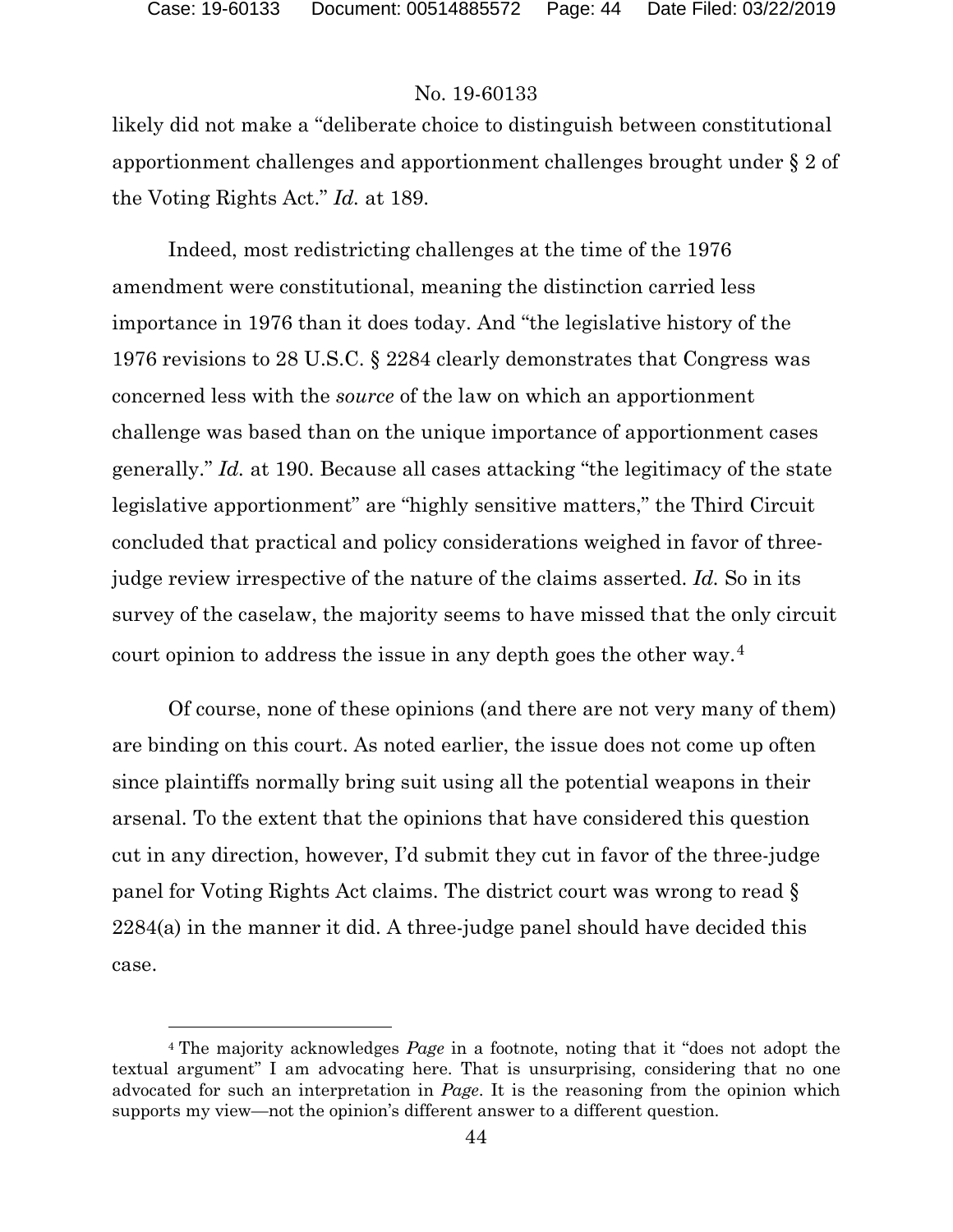likely did not make a "deliberate choice to distinguish between constitutional apportionment challenges and apportionment challenges brought under § 2 of the Voting Rights Act." *Id.* at 189.

Indeed, most redistricting challenges at the time of the 1976 amendment were constitutional, meaning the distinction carried less importance in 1976 than it does today. And "the legislative history of the 1976 revisions to 28 U.S.C. § 2284 clearly demonstrates that Congress was concerned less with the *source* of the law on which an apportionment challenge was based than on the unique importance of apportionment cases generally." *Id.* at 190. Because all cases attacking "the legitimacy of the state legislative apportionment" are "highly sensitive matters," the Third Circuit concluded that practical and policy considerations weighed in favor of three-judge review irrespective of the nature of the claims asserted. *Id.* So in its survey of the caselaw, the majority seems to have missed that the only circuit court opinion to address the issue in any depth goes the other way.[4]

Of course, none of these opinions (and there are not very many of them) are binding on this court. As noted earlier, the issue does not come up often since plaintiffs normally bring suit using all the potential weapons in their arsenal. To the extent that the opinions that have considered this question cut in any direction, however, I'd submit they cut in favor of the three-judge panel for Voting Rights Act claims. The district court was wrong to read § 2284(a) in the manner it did. A three-judge panel should have decided this case.

[4] The majority acknowledges *Page* in a footnote, noting that it "does not adopt the textual argument" I am advocating here. That is unsurprising, considering that no one advocated for such an interpretation in *Page*. It is the reasoning from the opinion which supports my view—not the opinion's different answer to a different question.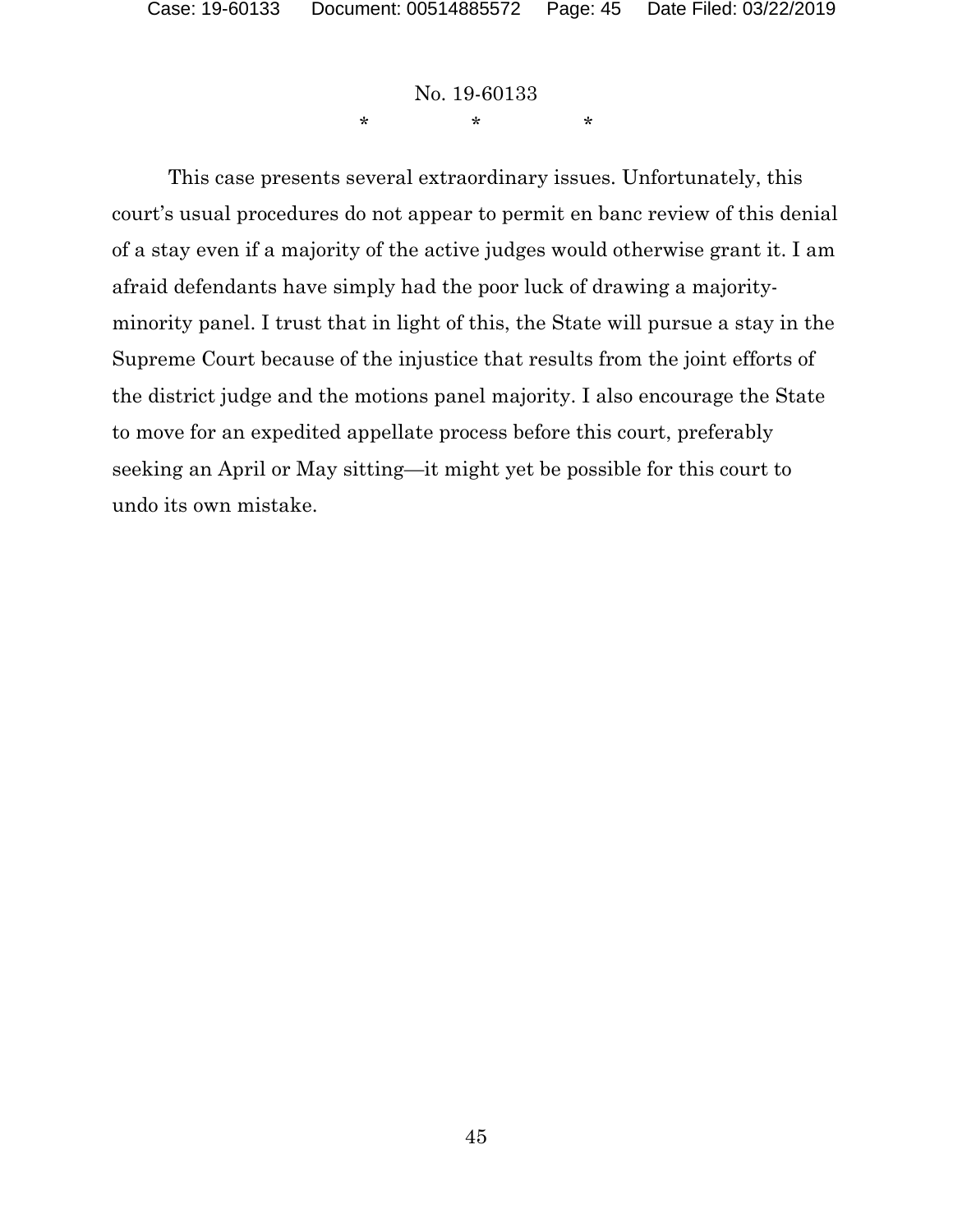No. 19-60133

\* \* \*

This case presents several extraordinary issues. Unfortunately, this court's usual procedures do not appear to permit en banc review of this denial of a stay even if a majority of the active judges would otherwise grant it. I am afraid defendants have simply had the poor luck of drawing a majority-minority panel. I trust that in light of this, the State will pursue a stay in the Supreme Court because of the injustice that results from the joint efforts of the district judge and the motions panel majority. I also encourage the State to move for an expedited appellate process before this court, preferably seeking an April or May sitting—it might yet be possible for this court to undo its own mistake.